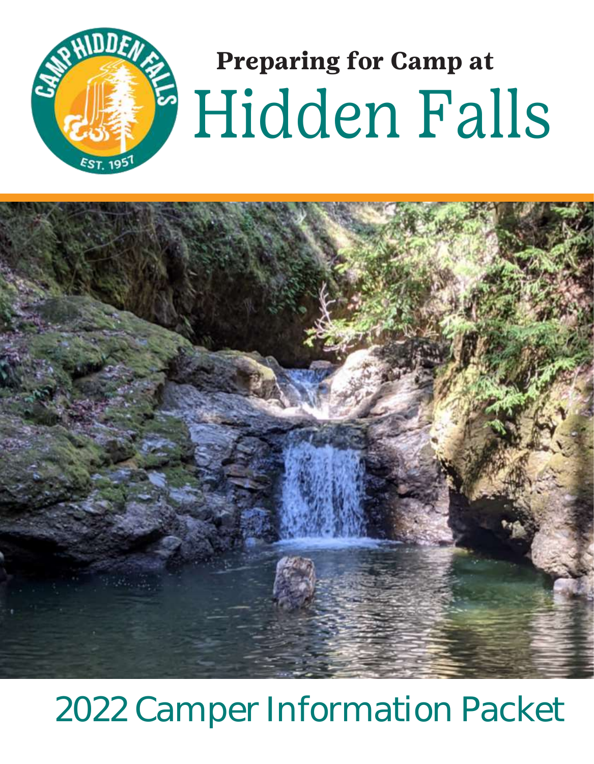**Preparing for Camp at**

# Hidden Falls

## 2022 Camper Information Packet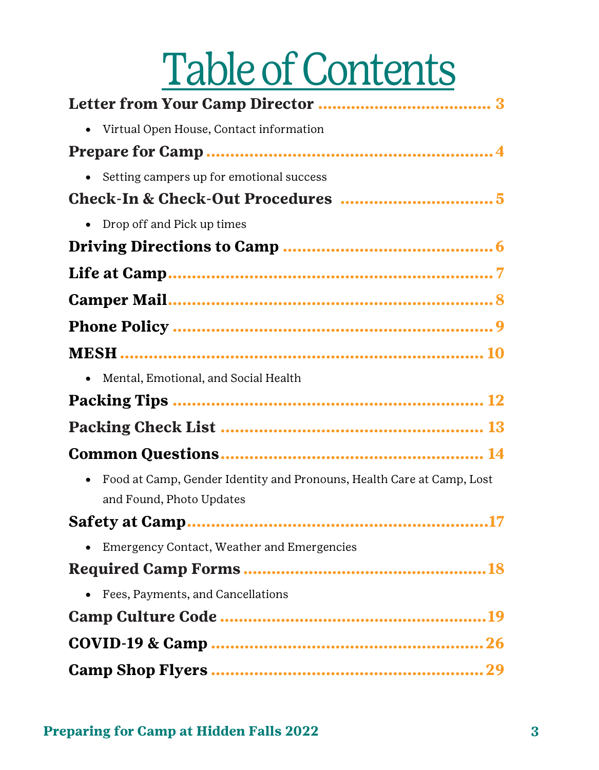# Table of Contents

**Letter from Your Camp Director** ...................................... 3

- Virtual Open House, Contact information

**Prepare for Camp** ...................................................... 4

- Setting campers up for emotional success

**Check-In & Check-Out Procedures** .................................. 5

- Drop off and Pick up times

**Driving Directions to Camp** ......................................... 6

**Life at Camp** ............................................................... 7

**Camper Mail** ............................................................... 8

**Phone Policy** ............................................................... 9

**MESH** ....................................................................... 10

- Mental, Emotional, and Social Health

**Packing Tips** ............................................................. 12

**Packing Check List** .................................................... 13

**Common Questions** .................................................... 14

- Food at Camp, Gender Identity and Pronouns, Health Care at Camp, Lost and Found, Photo Updates

**Safety at Camp** ......................................................... 17

- Emergency Contact, Weather and Emergencies

**Required Camp Forms** ................................................ 18

- Fees, Payments, and Cancellations

**Camp Culture Code** .................................................... 19

**COVID-19 & Camp** ..................................................... 26

**Camp Shop Flyers** ...................................................... 29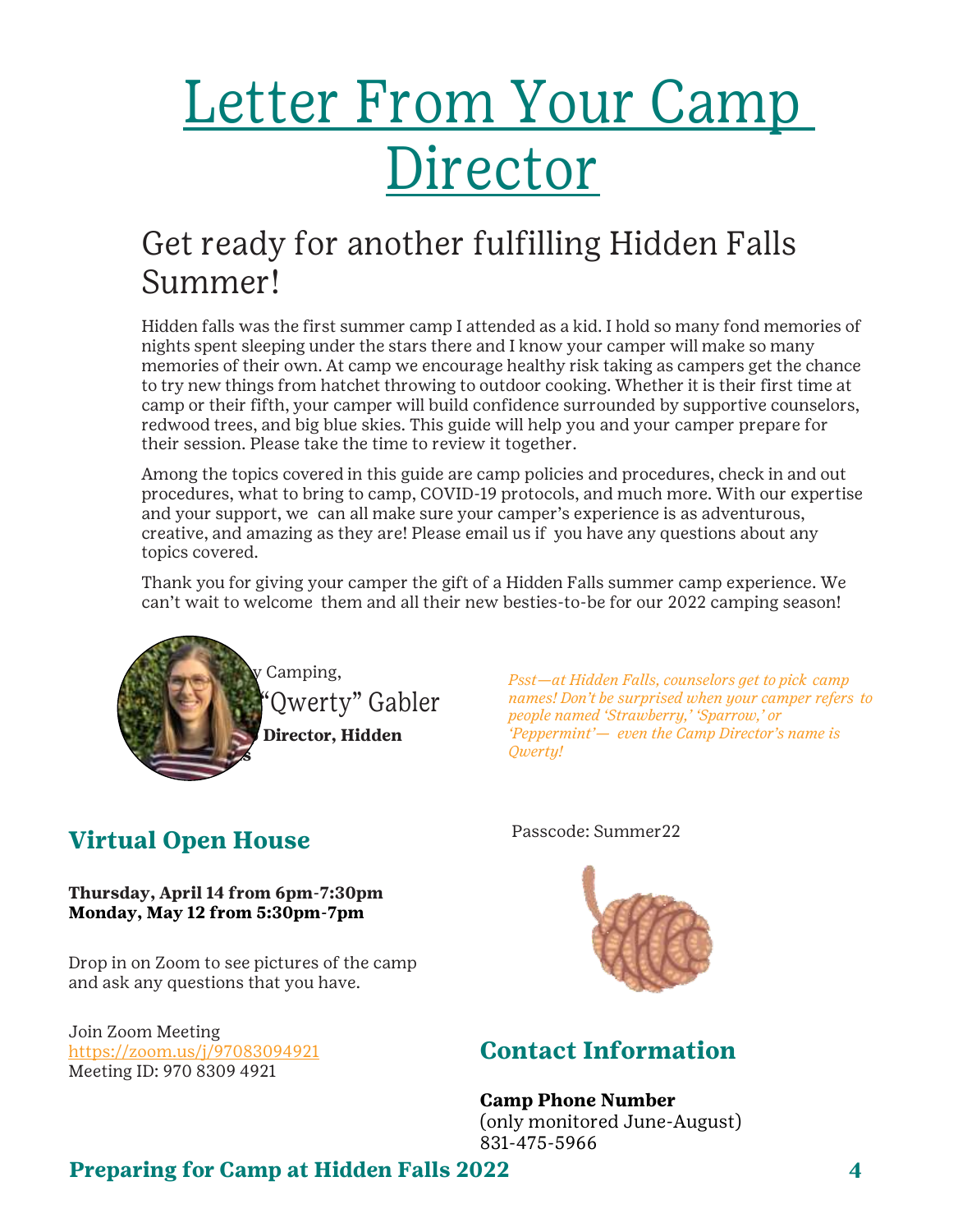# Letter From Your Camp Director

## Get ready for another fulfilling Hidden Falls Summer!

Hidden falls was the first summer camp I attended as a kid. I hold so many fond memories of nights spent sleeping under the stars there and I know your camper will make so many memories of their own. At camp we encourage healthy risk taking as campers get the chance to try new things from hatchet throwing to outdoor cooking. Whether it is their first time at camp or their fifth, your camper will build confidence surrounded by supportive counselors, redwood trees, and big blue skies. This guide will help you and your camper prepare for their session. Please take the time to review it together.

Among the topics covered in this guide are camp policies and procedures, check in and out procedures, what to bring to camp, COVID-19 protocols, and much more. With our expertise and your support, we can all make sure your camper's experience is as adventurous, creative, and amazing as they are! Please email us if you have any questions about any topics covered.

Thank you for giving your camper the gift of a Hidden Falls summer camp experience. We can't wait to welcome them and all their new besties-to-be for our 2022 camping season!

y Camping,

"Qwerty" Gabler

**Director, Hidden**

*Psst—at Hidden Falls, counselors get to pick camp names! Don't be surprised when your camper refers to people named 'Strawberry,' 'Sparrow,' or 'Peppermint'— even the Camp Director's name is Qwerty!*

## Virtual Open House

**Thursday, April 14 from 6pm-7:30pm**
**Monday, May 12 from 5:30pm-7pm**

Drop in on Zoom to see pictures of the camp and ask any questions that you have.

Join Zoom Meeting
https://zoom.us/j/97083094921
Meeting ID: 970 8309 4921
Passcode: Summer22

## Contact Information

**Camp Phone Number**
(only monitored June-August)
831-475-5966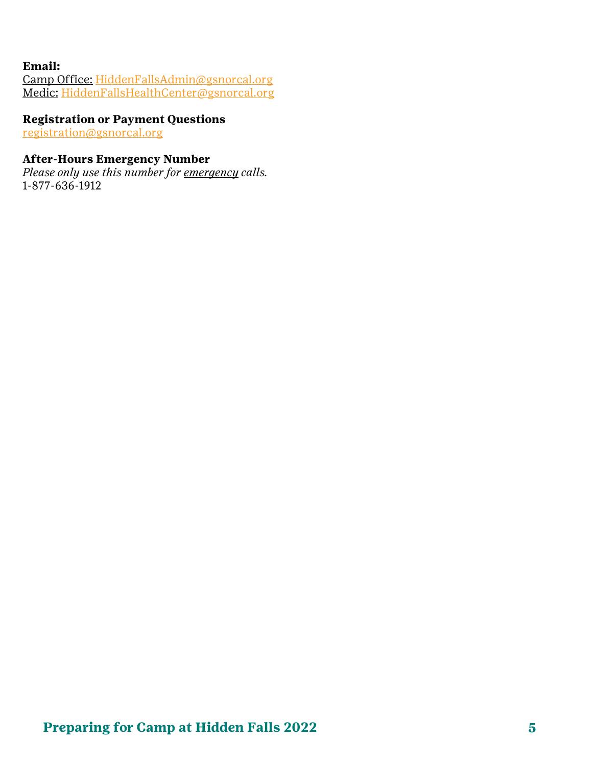**Email:**
Camp Office: HiddenFallsAdmin@gsnorcal.org
Medic: HiddenFallsHealthCenter@gsnorcal.org

**Registration or Payment Questions**
registration@gsnorcal.org

**After-Hours Emergency Number**
*Please only use this number for emergency calls.*
1-877-636-1912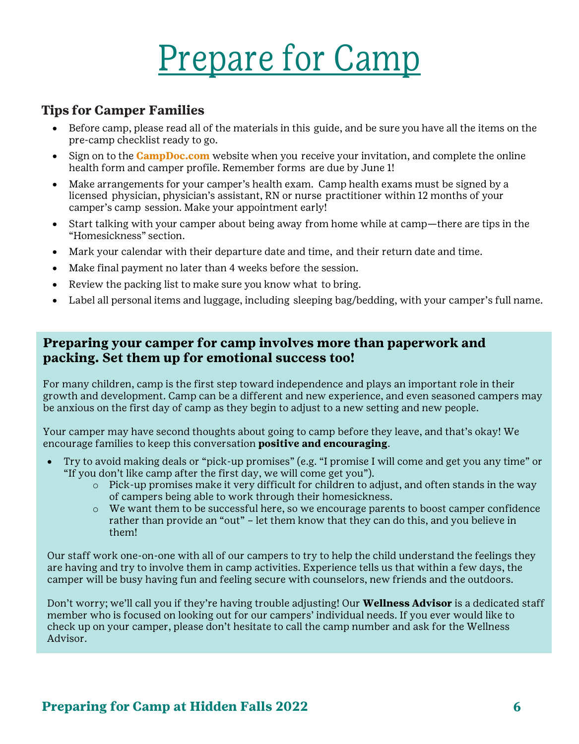# Prepare for Camp

### Tips for Camper Families

- Before camp, please read all of the materials in this guide, and be sure you have all the items on the pre-camp checklist ready to go.
- Sign on to the **CampDoc.com** website when you receive your invitation, and complete the online health form and camper profile. Remember forms are due by June 1!
- Make arrangements for your camper's health exam. Camp health exams must be signed by a licensed physician, physician's assistant, RN or nurse practitioner within 12 months of your camper's camp session. Make your appointment early!
- Start talking with your camper about being away from home while at camp—there are tips in the "Homesickness" section.
- Mark your calendar with their departure date and time, and their return date and time.
- Make final payment no later than 4 weeks before the session.
- Review the packing list to make sure you know what to bring.
- Label all personal items and luggage, including sleeping bag/bedding, with your camper's full name.

### Preparing your camper for camp involves more than paperwork and packing. Set them up for emotional success too!

For many children, camp is the first step toward independence and plays an important role in their growth and development. Camp can be a different and new experience, and even seasoned campers may be anxious on the first day of camp as they begin to adjust to a new setting and new people.

Your camper may have second thoughts about going to camp before they leave, and that's okay! We encourage families to keep this conversation **positive and encouraging**.

- Try to avoid making deals or "pick-up promises" (e.g. "I promise I will come and get you any time" or "If you don't like camp after the first day, we will come get you").
    - Pick-up promises make it very difficult for children to adjust, and often stands in the way of campers being able to work through their homesickness.
    - We want them to be successful here, so we encourage parents to boost camper confidence rather than provide an "out" – let them know that they can do this, and you believe in them!

Our staff work one-on-one with all of our campers to try to help the child understand the feelings they are having and try to involve them in camp activities. Experience tells us that within a few days, the camper will be busy having fun and feeling secure with counselors, new friends and the outdoors.

Don't worry; we'll call you if they're having trouble adjusting! Our **Wellness Advisor** is a dedicated staff member who is focused on looking out for our campers' individual needs. If you ever would like to check up on your camper, please don't hesitate to call the camp number and ask for the Wellness Advisor.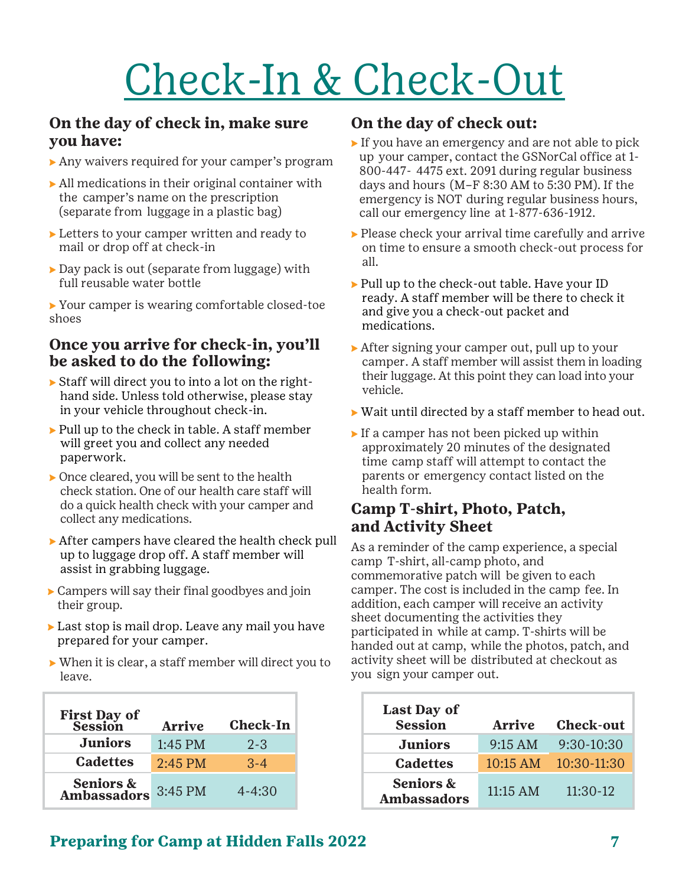# Check-In & Check-Out

### On the day of check in, make sure you have:

- Any waivers required for your camper's program
- All medications in their original container with the camper's name on the prescription (separate from luggage in a plastic bag)
- Letters to your camper written and ready to mail or drop off at check-in
- Day pack is out (separate from luggage) with full reusable water bottle
- Your camper is wearing comfortable closed-toe shoes

### Once you arrive for check-in, you'll be asked to do the following:

- Staff will direct you to into a lot on the right-hand side. Unless told otherwise, please stay in your vehicle throughout check-in.
- Pull up to the check in table. A staff member will greet you and collect any needed paperwork.
- Once cleared, you will be sent to the health check station. One of our health care staff will do a quick health check with your camper and collect any medications.
- After campers have cleared the health check pull up to luggage drop off. A staff member will assist in grabbing luggage.
- Campers will say their final goodbyes and join their group.
- Last stop is mail drop. Leave any mail you have prepared for your camper.
- When it is clear, a staff member will direct you to leave.

| First Day of Session | Arrive | Check-In |
|---|---|---|
| Juniors | 1:45 PM | 2-3 |
| Cadettes | 2:45 PM | 3-4 |
| Seniors & Ambassadors | 3:45 PM | 4-4:30 |

### On the day of check out:

- If you have an emergency and are not able to pick up your camper, contact the GSNorCal office at 1-800-447- 4475 ext. 2091 during regular business days and hours (M–F 8:30 AM to 5:30 PM). If the emergency is NOT during regular business hours, call our emergency line at 1-877-636-1912.
- Please check your arrival time carefully and arrive on time to ensure a smooth check-out process for all.
- Pull up to the check-out table. Have your ID ready. A staff member will be there to check it and give you a check-out packet and medications.
- After signing your camper out, pull up to your camper. A staff member will assist them in loading their luggage. At this point they can load into your vehicle.
- Wait until directed by a staff member to head out.
- If a camper has not been picked up within approximately 20 minutes of the designated time camp staff will attempt to contact the parents or emergency contact listed on the health form.

### Camp T-shirt, Photo, Patch, and Activity Sheet

As a reminder of the camp experience, a special camp T-shirt, all-camp photo, and commemorative patch will be given to each camper. The cost is included in the camp fee. In addition, each camper will receive an activity sheet documenting the activities they participated in while at camp. T-shirts will be handed out at camp, while the photos, patch, and activity sheet will be distributed at checkout as you sign your camper out.

| Last Day of Session | Arrive | Check-out |
|---|---|---|
| Juniors | 9:15 AM | 9:30-10:30 |
| Cadettes | 10:15 AM | 10:30-11:30 |
| Seniors & Ambassadors | 11:15 AM | 11:30-12 |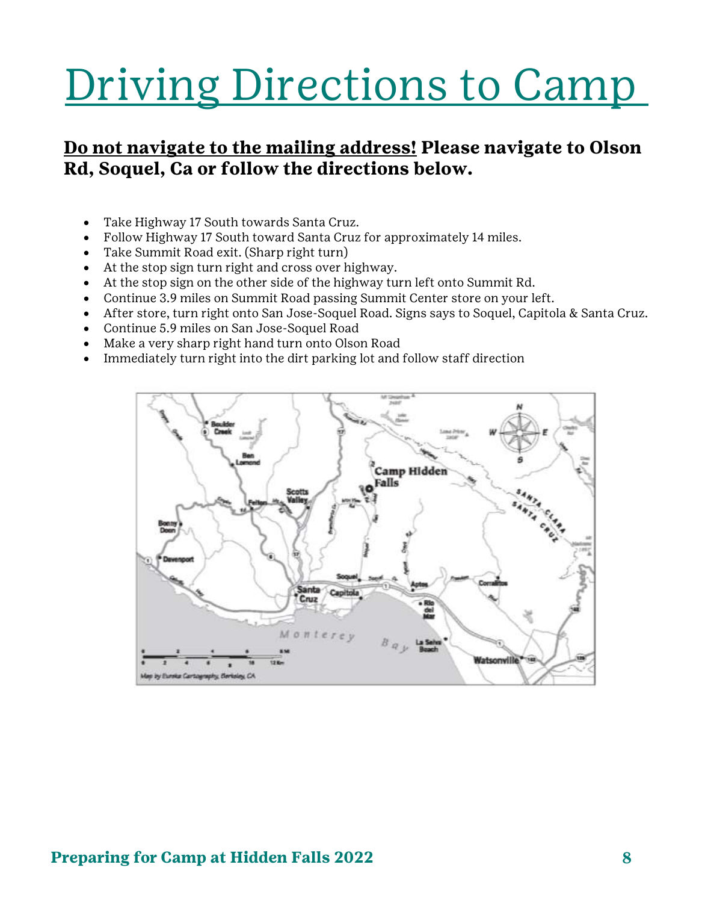# Driving Directions to Camp

**Do not navigate to the mailing address! Please navigate to Olson Rd, Soquel, Ca or follow the directions below.**

- Take Highway 17 South towards Santa Cruz.
- Follow Highway 17 South toward Santa Cruz for approximately 14 miles.
- Take Summit Road exit. (Sharp right turn)
- At the stop sign turn right and cross over highway.
- At the stop sign on the other side of the highway turn left onto Summit Rd.
- Continue 3.9 miles on Summit Road passing Summit Center store on your left.
- After store, turn right onto San Jose-Soquel Road. Signs says to Soquel, Capitola & Santa Cruz.
- Continue 5.9 miles on San Jose-Soquel Road
- Make a very sharp right hand turn onto Olson Road
- Immediately turn right into the dirt parking lot and follow staff direction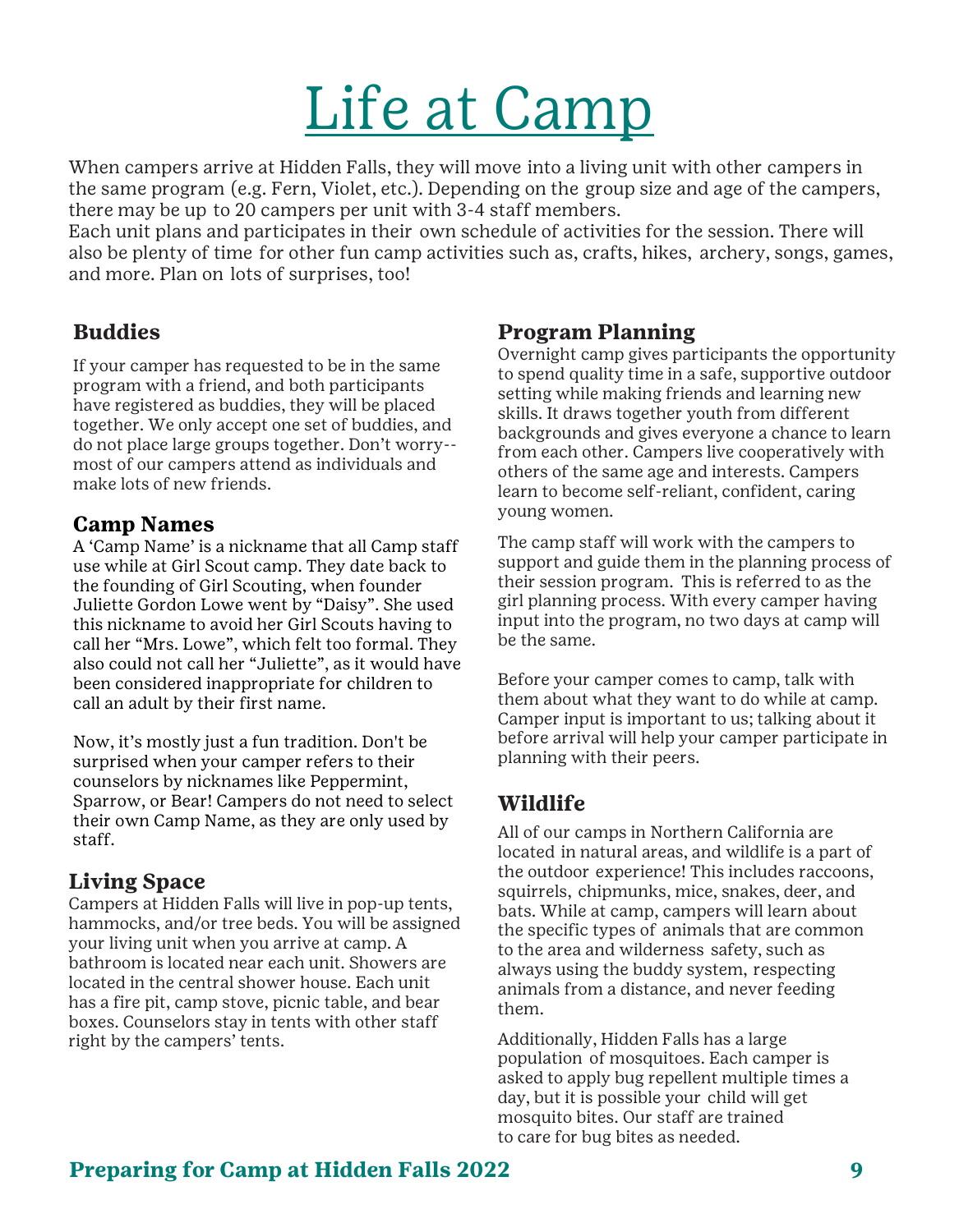# Life at Camp

When campers arrive at Hidden Falls, they will move into a living unit with other campers in the same program (e.g. Fern, Violet, etc.). Depending on the group size and age of the campers, there may be up to 20 campers per unit with 3-4 staff members.
Each unit plans and participates in their own schedule of activities for the session. There will also be plenty of time for other fun camp activities such as, crafts, hikes, archery, songs, games, and more. Plan on lots of surprises, too!

## Buddies

If your camper has requested to be in the same program with a friend, and both participants have registered as buddies, they will be placed together. We only accept one set of buddies, and do not place large groups together. Don't worry-- most of our campers attend as individuals and make lots of new friends.

## Camp Names

A 'Camp Name' is a nickname that all Camp staff use while at Girl Scout camp. They date back to the founding of Girl Scouting, when founder Juliette Gordon Lowe went by "Daisy". She used this nickname to avoid her Girl Scouts having to call her "Mrs. Lowe", which felt too formal. They also could not call her "Juliette", as it would have been considered inappropriate for children to call an adult by their first name.

Now, it's mostly just a fun tradition. Don't be surprised when your camper refers to their counselors by nicknames like Peppermint, Sparrow, or Bear! Campers do not need to select their own Camp Name, as they are only used by staff.

## Living Space

Campers at Hidden Falls will live in pop-up tents, hammocks, and/or tree beds. You will be assigned your living unit when you arrive at camp. A bathroom is located near each unit. Showers are located in the central shower house. Each unit has a fire pit, camp stove, picnic table, and bear boxes. Counselors stay in tents with other staff right by the campers' tents.

## Program Planning

Overnight camp gives participants the opportunity to spend quality time in a safe, supportive outdoor setting while making friends and learning new skills. It draws together youth from different backgrounds and gives everyone a chance to learn from each other. Campers live cooperatively with others of the same age and interests. Campers learn to become self-reliant, confident, caring young women.

The camp staff will work with the campers to support and guide them in the planning process of their session program. This is referred to as the girl planning process. With every camper having input into the program, no two days at camp will be the same.

Before your camper comes to camp, talk with them about what they want to do while at camp. Camper input is important to us; talking about it before arrival will help your camper participate in planning with their peers.

## Wildlife

All of our camps in Northern California are located in natural areas, and wildlife is a part of the outdoor experience! This includes raccoons, squirrels, chipmunks, mice, snakes, deer, and bats. While at camp, campers will learn about the specific types of animals that are common to the area and wilderness safety, such as always using the buddy system, respecting animals from a distance, and never feeding them.

Additionally, Hidden Falls has a large population of mosquitoes. Each camper is asked to apply bug repellent multiple times a day, but it is possible your child will get mosquito bites. Our staff are trained to care for bug bites as needed.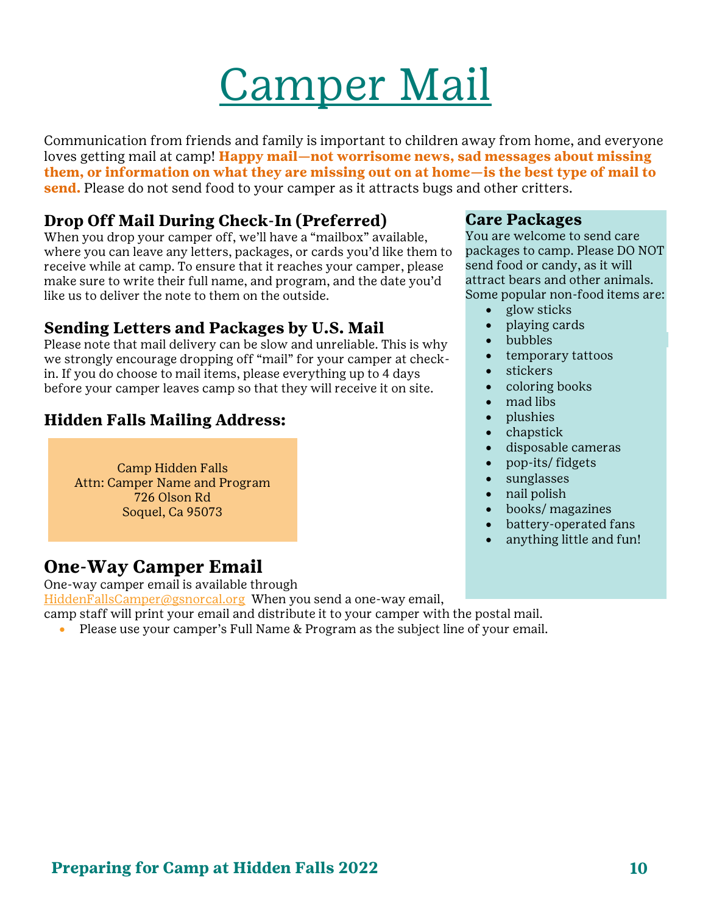# Camper Mail

Communication from friends and family is important to children away from home, and everyone loves getting mail at camp! **Happy mail—not worrisome news, sad messages about missing them, or information on what they are missing out on at home—is the best type of mail to send.** Please do not send food to your camper as it attracts bugs and other critters.

### Drop Off Mail During Check-In (Preferred)

When you drop your camper off, we'll have a "mailbox" available, where you can leave any letters, packages, or cards you'd like them to receive while at camp. To ensure that it reaches your camper, please make sure to write their full name, and program, and the date you'd like us to deliver the note to them on the outside.

### Sending Letters and Packages by U.S. Mail

Please note that mail delivery can be slow and unreliable. This is why we strongly encourage dropping off "mail" for your camper at check-in. If you do choose to mail items, please everything up to 4 days before your camper leaves camp so that they will receive it on site.

### Hidden Falls Mailing Address:

Camp Hidden Falls
Attn: Camper Name and Program
726 Olson Rd
Soquel, Ca 95073

## One-Way Camper Email

One-way camper email is available through HiddenFallsCamper@gsnorcal.org When you send a one-way email, camp staff will print your email and distribute it to your camper with the postal mail.

- Please use your camper's Full Name & Program as the subject line of your email.

### Care Packages

You are welcome to send care packages to camp. Please DO NOT send food or candy, as it will attract bears and other animals. Some popular non-food items are:

- glow sticks
- playing cards
- bubbles
- temporary tattoos
- stickers
- coloring books
- mad libs
- plushies
- chapstick
- disposable cameras
- pop-its/ fidgets
- sunglasses
- nail polish
- books/ magazines
- battery-operated fans
- anything little and fun!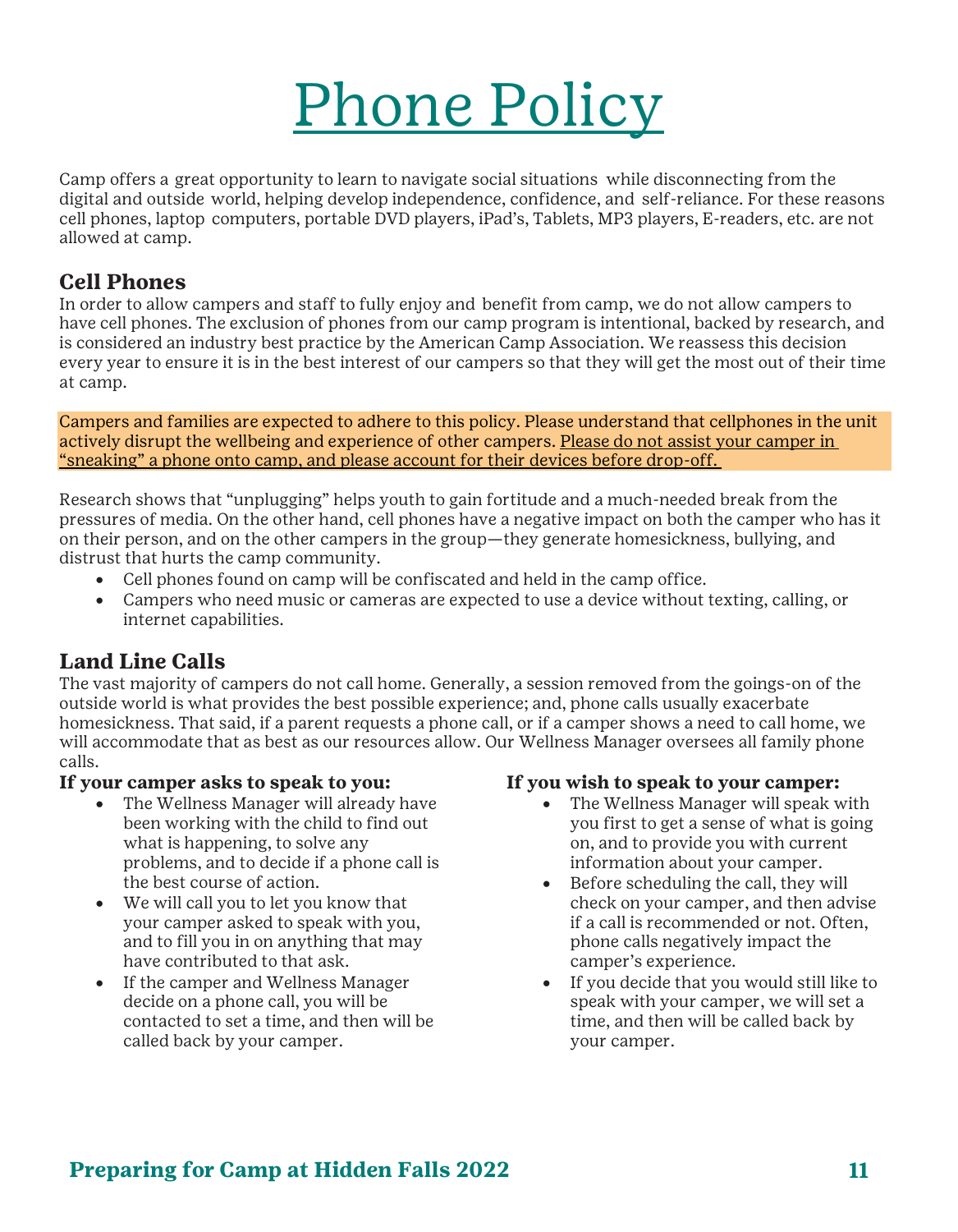# Phone Policy

Camp offers a great opportunity to learn to navigate social situations while disconnecting from the digital and outside world, helping develop independence, confidence, and self-reliance. For these reasons cell phones, laptop computers, portable DVD players, iPad's, Tablets, MP3 players, E-readers, etc. are not allowed at camp.

## Cell Phones

In order to allow campers and staff to fully enjoy and benefit from camp, we do not allow campers to have cell phones. The exclusion of phones from our camp program is intentional, backed by research, and is considered an industry best practice by the American Camp Association. We reassess this decision every year to ensure it is in the best interest of our campers so that they will get the most out of their time at camp.

Campers and families are expected to adhere to this policy. Please understand that cellphones in the unit actively disrupt the wellbeing and experience of other campers. <u>Please do not assist your camper in "sneaking" a phone onto camp, and please account for their devices before drop-off.</u>

Research shows that "unplugging" helps youth to gain fortitude and a much-needed break from the pressures of media. On the other hand, cell phones have a negative impact on both the camper who has it on their person, and on the other campers in the group—they generate homesickness, bullying, and distrust that hurts the camp community.

- Cell phones found on camp will be confiscated and held in the camp office.
- Campers who need music or cameras are expected to use a device without texting, calling, or internet capabilities.

## Land Line Calls

The vast majority of campers do not call home. Generally, a session removed from the goings-on of the outside world is what provides the best possible experience; and, phone calls usually exacerbate homesickness. That said, if a parent requests a phone call, or if a camper shows a need to call home, we will accommodate that as best as our resources allow. Our Wellness Manager oversees all family phone calls.

**If your camper asks to speak to you:**

- The Wellness Manager will already have been working with the child to find out what is happening, to solve any problems, and to decide if a phone call is the best course of action.
- We will call you to let you know that your camper asked to speak with you, and to fill you in on anything that may have contributed to that ask.
- If the camper and Wellness Manager decide on a phone call, you will be contacted to set a time, and then will be called back by your camper.

**If you wish to speak to your camper:**

- The Wellness Manager will speak with you first to get a sense of what is going on, and to provide you with current information about your camper.
- Before scheduling the call, they will check on your camper, and then advise if a call is recommended or not. Often, phone calls negatively impact the camper's experience.
- If you decide that you would still like to speak with your camper, we will set a time, and then will be called back by your camper.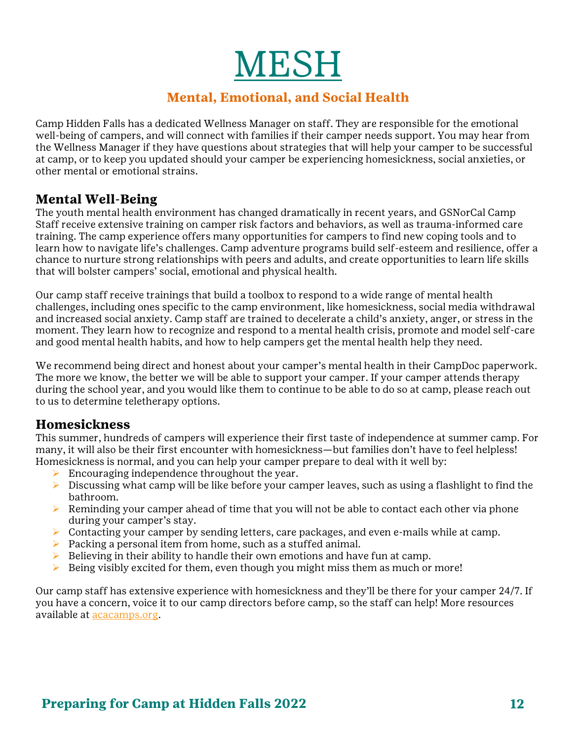# MESH

## Mental, Emotional, and Social Health

Camp Hidden Falls has a dedicated Wellness Manager on staff. They are responsible for the emotional well-being of campers, and will connect with families if their camper needs support. You may hear from the Wellness Manager if they have questions about strategies that will help your camper to be successful at camp, or to keep you updated should your camper be experiencing homesickness, social anxieties, or other mental or emotional strains.

### Mental Well-Being

The youth mental health environment has changed dramatically in recent years, and GSNorCal Camp Staff receive extensive training on camper risk factors and behaviors, as well as trauma-informed care training. The camp experience offers many opportunities for campers to find new coping tools and to learn how to navigate life's challenges. Camp adventure programs build self-esteem and resilience, offer a chance to nurture strong relationships with peers and adults, and create opportunities to learn life skills that will bolster campers' social, emotional and physical health.

Our camp staff receive trainings that build a toolbox to respond to a wide range of mental health challenges, including ones specific to the camp environment, like homesickness, social media withdrawal and increased social anxiety. Camp staff are trained to decelerate a child's anxiety, anger, or stress in the moment. They learn how to recognize and respond to a mental health crisis, promote and model self-care and good mental health habits, and how to help campers get the mental health help they need.

We recommend being direct and honest about your camper's mental health in their CampDoc paperwork. The more we know, the better we will be able to support your camper. If your camper attends therapy during the school year, and you would like them to continue to be able to do so at camp, please reach out to us to determine teletherapy options.

### Homesickness

This summer, hundreds of campers will experience their first taste of independence at summer camp. For many, it will also be their first encounter with homesickness—but families don't have to feel helpless! Homesickness is normal, and you can help your camper prepare to deal with it well by:

- Encouraging independence throughout the year.
- Discussing what camp will be like before your camper leaves, such as using a flashlight to find the bathroom.
- Reminding your camper ahead of time that you will not be able to contact each other via phone during your camper's stay.
- Contacting your camper by sending letters, care packages, and even e-mails while at camp.
- Packing a personal item from home, such as a stuffed animal.
- Believing in their ability to handle their own emotions and have fun at camp.
- Being visibly excited for them, even though you might miss them as much or more!

Our camp staff has extensive experience with homesickness and they'll be there for your camper 24/7. If you have a concern, voice it to our camp directors before camp, so the staff can help! More resources available at [acacamps.org](acacamps.org).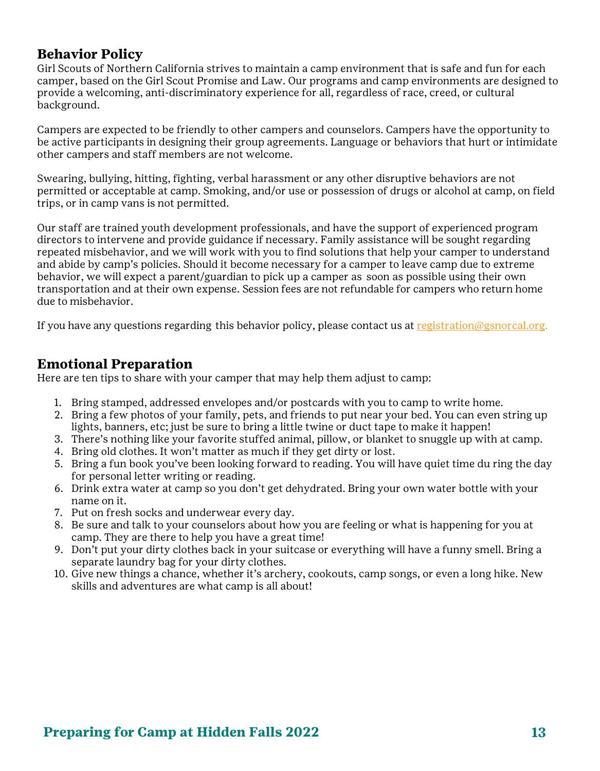## Behavior Policy

Girl Scouts of Northern California strives to maintain a camp environment that is safe and fun for each camper, based on the Girl Scout Promise and Law. Our programs and camp environments are designed to provide a welcoming, anti-discriminatory experience for all, regardless of race, creed, or cultural background.

Campers are expected to be friendly to other campers and counselors. Campers have the opportunity to be active participants in designing their group agreements. Language or behaviors that hurt or intimidate other campers and staff members are not welcome.

Swearing, bullying, hitting, fighting, verbal harassment or any other disruptive behaviors are not permitted or acceptable at camp. Smoking, and/or use or possession of drugs or alcohol at camp, on field trips, or in camp vans is not permitted.

Our staff are trained youth development professionals, and have the support of experienced program directors to intervene and provide guidance if necessary. Family assistance will be sought regarding repeated misbehavior, and we will work with you to find solutions that help your camper to understand and abide by camp's policies. Should it become necessary for a camper to leave camp due to extreme behavior, we will expect a parent/guardian to pick up a camper as soon as possible using their own transportation and at their own expense. Session fees are not refundable for campers who return home due to misbehavior.

If you have any questions regarding this behavior policy, please contact us at registration@gsnorcal.org.

## Emotional Preparation

Here are ten tips to share with your camper that may help them adjust to camp:

1. Bring stamped, addressed envelopes and/or postcards with you to camp to write home.
2. Bring a few photos of your family, pets, and friends to put near your bed. You can even string up lights, banners, etc; just be sure to bring a little twine or duct tape to make it happen!
3. There's nothing like your favorite stuffed animal, pillow, or blanket to snuggle up with at camp.
4. Bring old clothes. It won't matter as much if they get dirty or lost.
5. Bring a fun book you've been looking forward to reading. You will have quiet time du ring the day for personal letter writing or reading.
6. Drink extra water at camp so you don't get dehydrated. Bring your own water bottle with your name on it.
7. Put on fresh socks and underwear every day.
8. Be sure and talk to your counselors about how you are feeling or what is happening for you at camp. They are there to help you have a great time!
9. Don't put your dirty clothes back in your suitcase or everything will have a funny smell. Bring a separate laundry bag for your dirty clothes.
10. Give new things a chance, whether it's archery, cookouts, camp songs, or even a long hike. New skills and adventures are what camp is all about!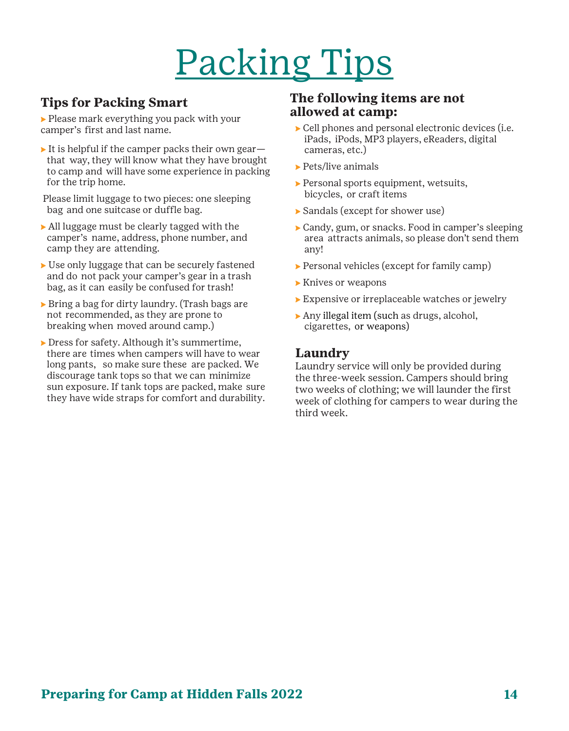# Packing Tips

## Tips for Packing Smart

- Please mark everything you pack with your camper's first and last name.
- It is helpful if the camper packs their own gear—that way, they will know what they have brought to camp and will have some experience in packing for the trip home.

Please limit luggage to two pieces: one sleeping bag and one suitcase or duffle bag.

- All luggage must be clearly tagged with the camper's name, address, phone number, and camp they are attending.
- Use only luggage that can be securely fastened and do not pack your camper's gear in a trash bag, as it can easily be confused for trash!
- Bring a bag for dirty laundry. (Trash bags are not recommended, as they are prone to breaking when moved around camp.)
- Dress for safety. Although it's summertime, there are times when campers will have to wear long pants, so make sure these are packed. We discourage tank tops so that we can minimize sun exposure. If tank tops are packed, make sure they have wide straps for comfort and durability.

## The following items are not allowed at camp:

- Cell phones and personal electronic devices (i.e. iPads, iPods, MP3 players, eReaders, digital cameras, etc.)
- Pets/live animals
- Personal sports equipment, wetsuits, bicycles, or craft items
- Sandals (except for shower use)
- Candy, gum, or snacks. Food in camper's sleeping area attracts animals, so please don't send them any!
- Personal vehicles (except for family camp)
- Knives or weapons
- Expensive or irreplaceable watches or jewelry
- Any illegal item (such as drugs, alcohol, cigarettes, or weapons)

## Laundry

Laundry service will only be provided during the three-week session. Campers should bring two weeks of clothing; we will launder the first week of clothing for campers to wear during the third week.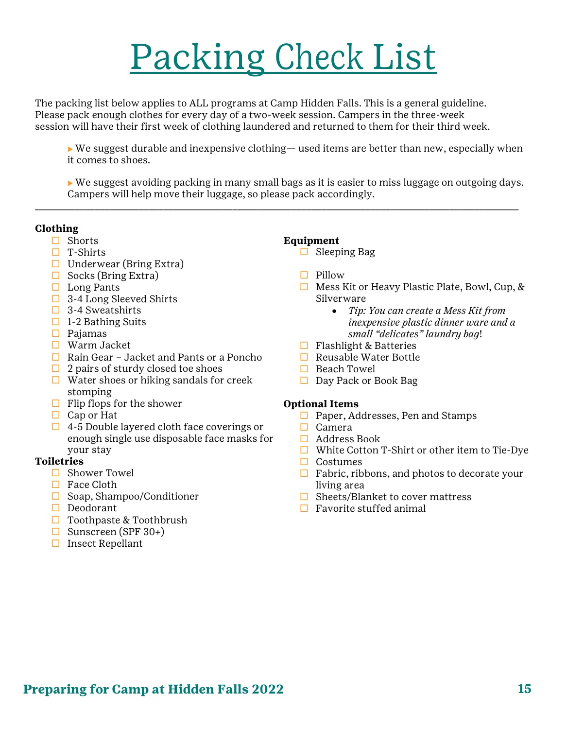# Packing Check List

The packing list below applies to ALL programs at Camp Hidden Falls. This is a general guideline. Please pack enough clothes for every day of a two-week session. Campers in the three-week session will have their first week of clothing laundered and returned to them for their third week.

- We suggest durable and inexpensive clothing— used items are better than new, especially when it comes to shoes.
- We suggest avoiding packing in many small bags as it is easier to miss luggage on outgoing days. Campers will help move their luggage, so please pack accordingly.

---

**Clothing**

- [ ] Shorts
- [ ] T-Shirts
- [ ] Underwear (Bring Extra)
- [ ] Socks (Bring Extra)
- [ ] Long Pants
- [ ] 3-4 Long Sleeved Shirts
- [ ] 3-4 Sweatshirts
- [ ] 1-2 Bathing Suits
- [ ] Pajamas
- [ ] Warm Jacket
- [ ] Rain Gear – Jacket and Pants or a Poncho
- [ ] 2 pairs of sturdy closed toe shoes
- [ ] Water shoes or hiking sandals for creek stomping
- [ ] Flip flops for the shower
- [ ] Cap or Hat
- [ ] 4-5 Double layered cloth face coverings or enough single use disposable face masks for your stay

**Toiletries**

- [ ] Shower Towel
- [ ] Face Cloth
- [ ] Soap, Shampoo/Conditioner
- [ ] Deodorant
- [ ] Toothpaste & Toothbrush
- [ ] Sunscreen (SPF 30+)
- [ ] Insect Repellant

**Equipment**

- [ ] Sleeping Bag
- [ ] Pillow
- [ ] Mess Kit or Heavy Plastic Plate, Bowl, Cup, & Silverware
  - *Tip: You can create a Mess Kit from inexpensive plastic dinner ware and a small "delicates" laundry bag*!
- [ ] Flashlight & Batteries
- [ ] Reusable Water Bottle
- [ ] Beach Towel
- [ ] Day Pack or Book Bag

**Optional Items**

- [ ] Paper, Addresses, Pen and Stamps
- [ ] Camera
- [ ] Address Book
- [ ] White Cotton T-Shirt or other item to Tie-Dye
- [ ] Costumes
- [ ] Fabric, ribbons, and photos to decorate your living area
- [ ] Sheets/Blanket to cover mattress
- [ ] Favorite stuffed animal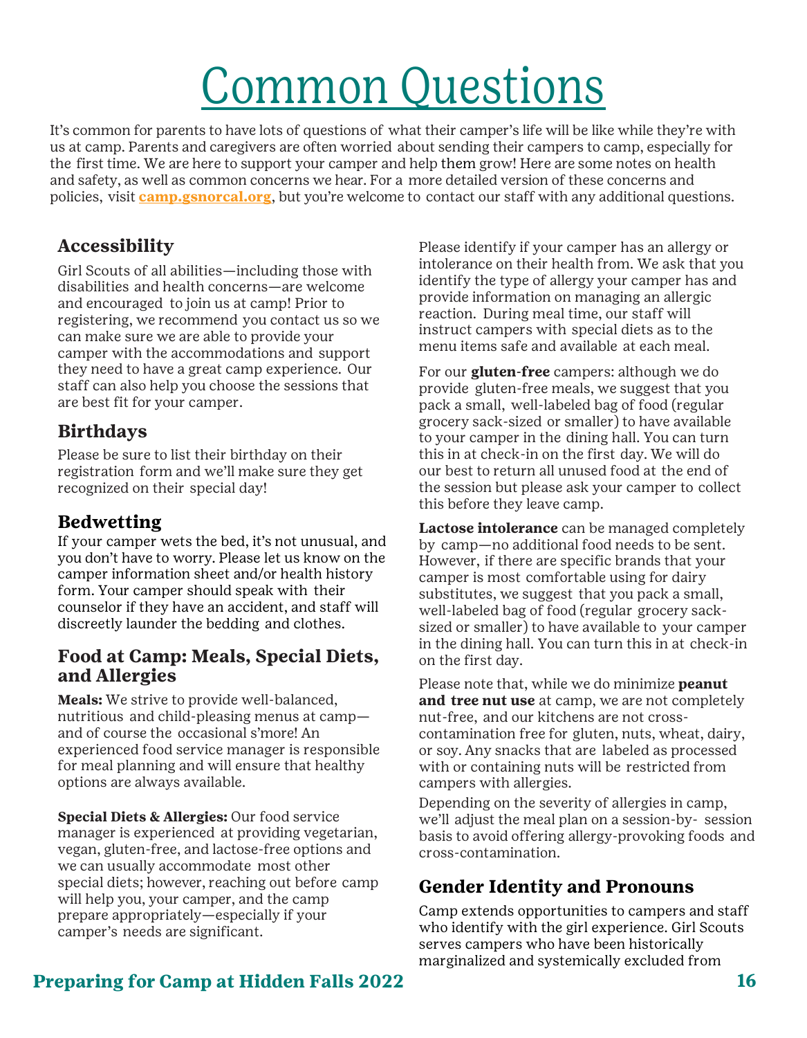# Common Questions

It's common for parents to have lots of questions of what their camper's life will be like while they're with us at camp. Parents and caregivers are often worried about sending their campers to camp, especially for the first time. We are here to support your camper and help them grow! Here are some notes on health and safety, as well as common concerns we hear. For a more detailed version of these concerns and policies, visit **camp.gsnorcal.org**, but you're welcome to contact our staff with any additional questions.

## Accessibility

Girl Scouts of all abilities—including those with disabilities and health concerns—are welcome and encouraged to join us at camp! Prior to registering, we recommend you contact us so we can make sure we are able to provide your camper with the accommodations and support they need to have a great camp experience. Our staff can also help you choose the sessions that are best fit for your camper.

## Birthdays

Please be sure to list their birthday on their registration form and we'll make sure they get recognized on their special day!

## Bedwetting

If your camper wets the bed, it's not unusual, and you don't have to worry. Please let us know on the camper information sheet and/or health history form. Your camper should speak with their counselor if they have an accident, and staff will discreetly launder the bedding and clothes.

## Food at Camp: Meals, Special Diets, and Allergies

**Meals:** We strive to provide well-balanced, nutritious and child-pleasing menus at camp—and of course the occasional s'more! An experienced food service manager is responsible for meal planning and will ensure that healthy options are always available.

**Special Diets & Allergies:** Our food service manager is experienced at providing vegetarian, vegan, gluten-free, and lactose-free options and we can usually accommodate most other special diets; however, reaching out before camp will help you, your camper, and the camp prepare appropriately—especially if your camper's needs are significant.

Please identify if your camper has an allergy or intolerance on their health from. We ask that you identify the type of allergy your camper has and provide information on managing an allergic reaction. During meal time, our staff will instruct campers with special diets as to the menu items safe and available at each meal.

For our **gluten-free** campers: although we do provide gluten-free meals, we suggest that you pack a small, well-labeled bag of food (regular grocery sack-sized or smaller) to have available to your camper in the dining hall. You can turn this in at check-in on the first day. We will do our best to return all unused food at the end of the session but please ask your camper to collect this before they leave camp.

**Lactose intolerance** can be managed completely by camp—no additional food needs to be sent. However, if there are specific brands that your camper is most comfortable using for dairy substitutes, we suggest that you pack a small, well-labeled bag of food (regular grocery sack-sized or smaller) to have available to your camper in the dining hall. You can turn this in at check-in on the first day.

Please note that, while we do minimize **peanut and tree nut use** at camp, we are not completely nut-free, and our kitchens are not cross-contamination free for gluten, nuts, wheat, dairy, or soy. Any snacks that are labeled as processed with or containing nuts will be restricted from campers with allergies.

Depending on the severity of allergies in camp, we'll adjust the meal plan on a session-by- session basis to avoid offering allergy-provoking foods and cross-contamination.

## Gender Identity and Pronouns

Camp extends opportunities to campers and staff who identify with the girl experience. Girl Scouts serves campers who have been historically marginalized and systemically excluded from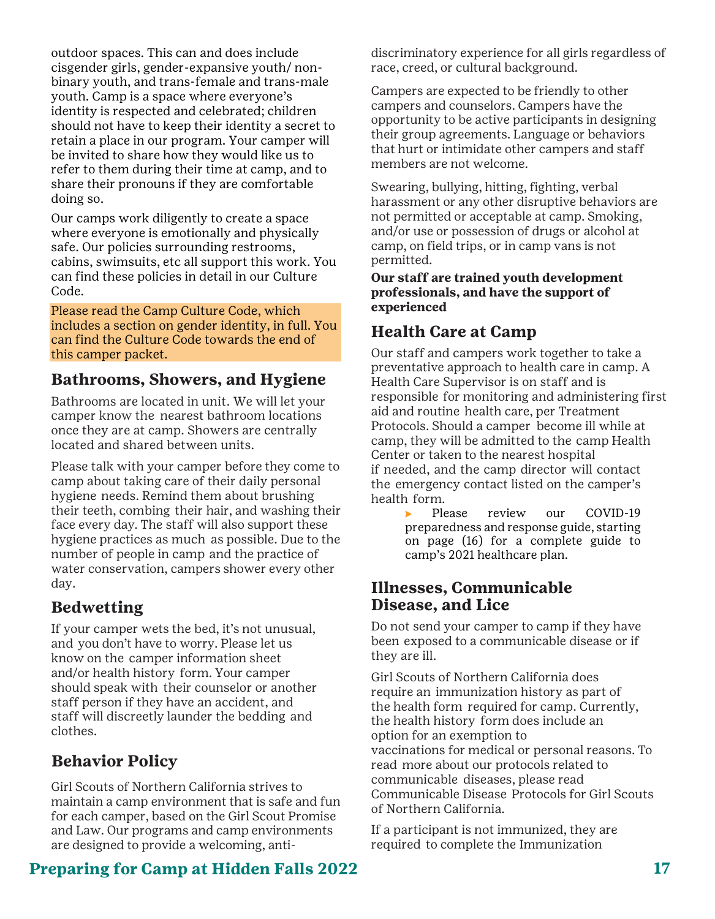outdoor spaces. This can and does include cisgender girls, gender-expansive youth/ non-binary youth, and trans-female and trans-male youth. Camp is a space where everyone's identity is respected and celebrated; children should not have to keep their identity a secret to retain a place in our program. Your camper will be invited to share how they would like us to refer to them during their time at camp, and to share their pronouns if they are comfortable doing so.

Our camps work diligently to create a space where everyone is emotionally and physically safe. Our policies surrounding restrooms, cabins, swimsuits, etc all support this work. You can find these policies in detail in our Culture Code.

Please read the Camp Culture Code, which includes a section on gender identity, in full. You can find the Culture Code towards the end of this camper packet.

## Bathrooms, Showers, and Hygiene

Bathrooms are located in unit. We will let your camper know the nearest bathroom locations once they are at camp. Showers are centrally located and shared between units.

Please talk with your camper before they come to camp about taking care of their daily personal hygiene needs. Remind them about brushing their teeth, combing their hair, and washing their face every day. The staff will also support these hygiene practices as much as possible. Due to the number of people in camp and the practice of water conservation, campers shower every other day.

## Bedwetting

If your camper wets the bed, it's not unusual, and you don't have to worry. Please let us know on the camper information sheet and/or health history form. Your camper should speak with their counselor or another staff person if they have an accident, and staff will discreetly launder the bedding and clothes.

## Behavior Policy

Girl Scouts of Northern California strives to maintain a camp environment that is safe and fun for each camper, based on the Girl Scout Promise and Law. Our programs and camp environments are designed to provide a welcoming, anti-discriminatory experience for all girls regardless of race, creed, or cultural background.

Campers are expected to be friendly to other campers and counselors. Campers have the opportunity to be active participants in designing their group agreements. Language or behaviors that hurt or intimidate other campers and staff members are not welcome.

Swearing, bullying, hitting, fighting, verbal harassment or any other disruptive behaviors are not permitted or acceptable at camp. Smoking, and/or use or possession of drugs or alcohol at camp, on field trips, or in camp vans is not permitted.

**Our staff are trained youth development professionals, and have the support of experienced**

## Health Care at Camp

Our staff and campers work together to take a preventative approach to health care in camp. A Health Care Supervisor is on staff and is responsible for monitoring and administering first aid and routine health care, per Treatment Protocols. Should a camper become ill while at camp, they will be admitted to the camp Health Center or taken to the nearest hospital if needed, and the camp director will contact the emergency contact listed on the camper's health form.

- Please review our COVID-19 preparedness and response guide, starting on page (16) for a complete guide to camp's 2021 healthcare plan.

## Illnesses, Communicable Disease, and Lice

Do not send your camper to camp if they have been exposed to a communicable disease or if they are ill.

Girl Scouts of Northern California does require an immunization history as part of the health form required for camp. Currently, the health history form does include an option for an exemption to vaccinations for medical or personal reasons. To read more about our protocols related to communicable diseases, please read Communicable Disease Protocols for Girl Scouts of Northern California.

If a participant is not immunized, they are required to complete the Immunization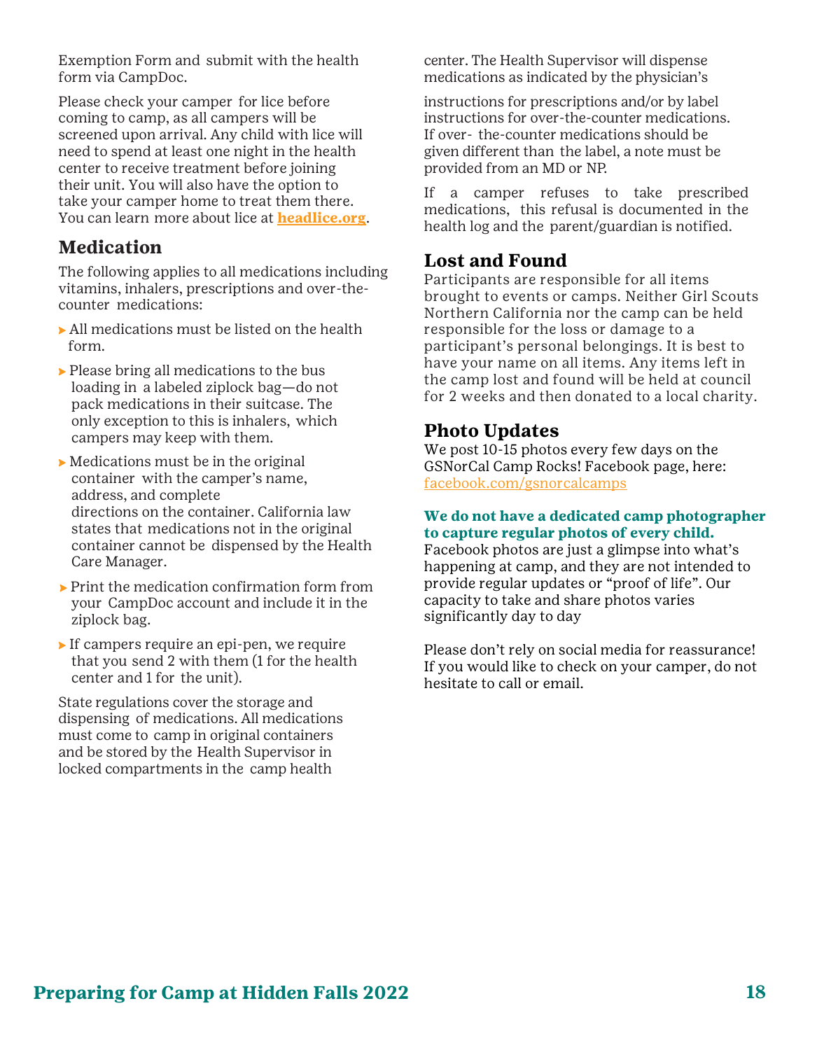Exemption Form and submit with the health form via CampDoc.

Please check your camper for lice before coming to camp, as all campers will be screened upon arrival. Any child with lice will need to spend at least one night in the health center to receive treatment before joining their unit. You will also have the option to take your camper home to treat them there. You can learn more about lice at **headlice.org**.

## Medication

The following applies to all medications including vitamins, inhalers, prescriptions and over-the-counter medications:

- All medications must be listed on the health form.
- Please bring all medications to the bus loading in a labeled ziplock bag—do not pack medications in their suitcase. The only exception to this is inhalers, which campers may keep with them.
- Medications must be in the original container with the camper's name, address, and complete directions on the container. California law states that medications not in the original container cannot be dispensed by the Health Care Manager.
- Print the medication confirmation form from your CampDoc account and include it in the ziplock bag.
- If campers require an epi-pen, we require that you send 2 with them (1 for the health center and 1 for the unit).

State regulations cover the storage and dispensing of medications. All medications must come to camp in original containers and be stored by the Health Supervisor in locked compartments in the camp health center. The Health Supervisor will dispense medications as indicated by the physician's instructions for prescriptions and/or by label instructions for over-the-counter medications. If over- the-counter medications should be given different than the label, a note must be provided from an MD or NP.

If a camper refuses to take prescribed medications, this refusal is documented in the health log and the parent/guardian is notified.

## Lost and Found

Participants are responsible for all items brought to events or camps. Neither Girl Scouts Northern California nor the camp can be held responsible for the loss or damage to a participant's personal belongings. It is best to have your name on all items. Any items left in the camp lost and found will be held at council for 2 weeks and then donated to a local charity.

## Photo Updates

We post 10-15 photos every few days on the GSNorCal Camp Rocks! Facebook page, here: facebook.com/gsnorcalcamps

**We do not have a dedicated camp photographer to capture regular photos of every child.**
Facebook photos are just a glimpse into what's happening at camp, and they are not intended to provide regular updates or "proof of life". Our capacity to take and share photos varies significantly day to day

Please don't rely on social media for reassurance! If you would like to check on your camper, do not hesitate to call or email.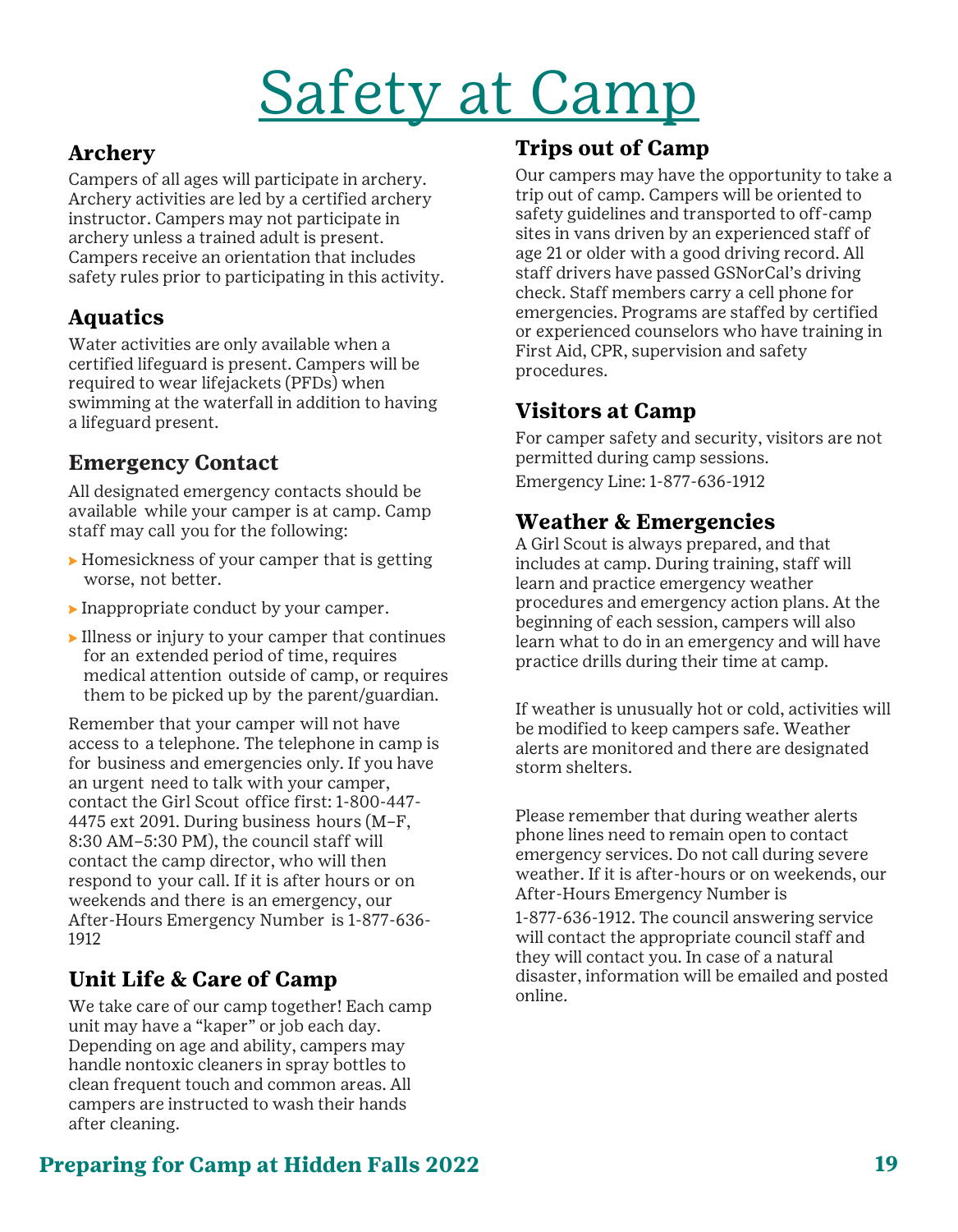# Safety at Camp

## Archery

Campers of all ages will participate in archery. Archery activities are led by a certified archery instructor. Campers may not participate in archery unless a trained adult is present. Campers receive an orientation that includes safety rules prior to participating in this activity.

## Aquatics

Water activities are only available when a certified lifeguard is present. Campers will be required to wear lifejackets (PFDs) when swimming at the waterfall in addition to having a lifeguard present.

## Emergency Contact

All designated emergency contacts should be available while your camper is at camp. Camp staff may call you for the following:

- Homesickness of your camper that is getting worse, not better.
- Inappropriate conduct by your camper.
- Illness or injury to your camper that continues for an extended period of time, requires medical attention outside of camp, or requires them to be picked up by the parent/guardian.

Remember that your camper will not have access to a telephone. The telephone in camp is for business and emergencies only. If you have an urgent need to talk with your camper, contact the Girl Scout office first: 1-800-447-4475 ext 2091. During business hours (M–F, 8:30 AM–5:30 PM), the council staff will contact the camp director, who will then respond to your call. If it is after hours or on weekends and there is an emergency, our After-Hours Emergency Number is 1-877-636-1912

## Unit Life & Care of Camp

We take care of our camp together! Each camp unit may have a "kaper" or job each day. Depending on age and ability, campers may handle nontoxic cleaners in spray bottles to clean frequent touch and common areas. All campers are instructed to wash their hands after cleaning.

## Trips out of Camp

Our campers may have the opportunity to take a trip out of camp. Campers will be oriented to safety guidelines and transported to off-camp sites in vans driven by an experienced staff of age 21 or older with a good driving record. All staff drivers have passed GSNorCal's driving check. Staff members carry a cell phone for emergencies. Programs are staffed by certified or experienced counselors who have training in First Aid, CPR, supervision and safety procedures.

## Visitors at Camp

For camper safety and security, visitors are not permitted during camp sessions.

Emergency Line: 1-877-636-1912

## Weather & Emergencies

A Girl Scout is always prepared, and that includes at camp. During training, staff will learn and practice emergency weather procedures and emergency action plans. At the beginning of each session, campers will also learn what to do in an emergency and will have practice drills during their time at camp.

If weather is unusually hot or cold, activities will be modified to keep campers safe. Weather alerts are monitored and there are designated storm shelters.

Please remember that during weather alerts phone lines need to remain open to contact emergency services. Do not call during severe weather. If it is after-hours or on weekends, our After-Hours Emergency Number is 1-877-636-1912. The council answering service will contact the appropriate council staff and they will contact you. In case of a natural disaster, information will be emailed and posted online.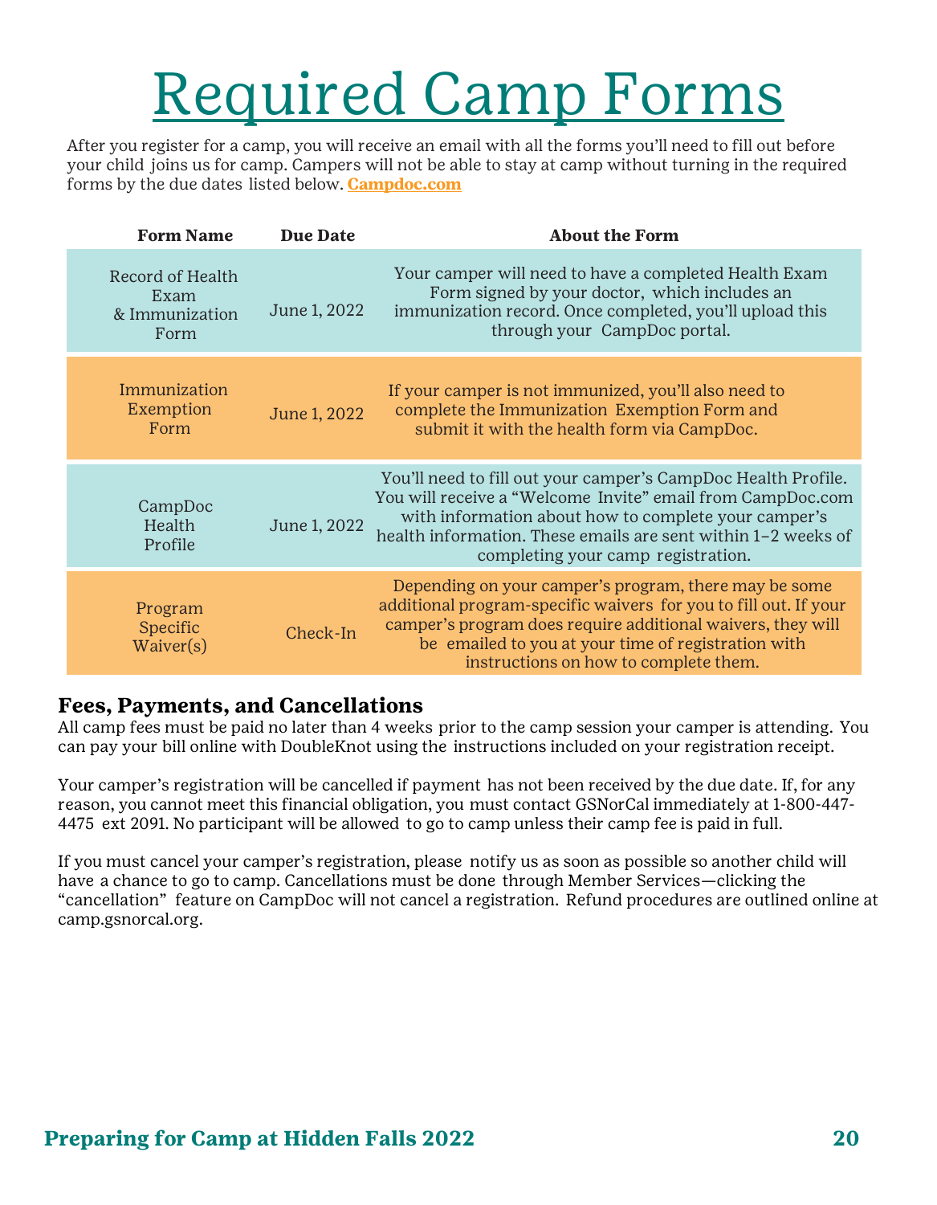# Required Camp Forms

After you register for a camp, you will receive an email with all the forms you'll need to fill out before your child joins us for camp. Campers will not be able to stay at camp without turning in the required forms by the due dates listed below. **Campdoc.com**

| Form Name | Due Date | About the Form |
|---|---|---|
| Record of Health Exam & Immunization Form | June 1, 2022 | Your camper will need to have a completed Health Exam Form signed by your doctor, which includes an immunization record. Once completed, you'll upload this through your CampDoc portal. |
| Immunization Exemption Form | June 1, 2022 | If your camper is not immunized, you'll also need to complete the Immunization Exemption Form and submit it with the health form via CampDoc. |
| CampDoc Health Profile | June 1, 2022 | You'll need to fill out your camper's CampDoc Health Profile. You will receive a "Welcome Invite" email from CampDoc.com with information about how to complete your camper's health information. These emails are sent within 1–2 weeks of completing your camp registration. |
| Program Specific Waiver(s) | Check-In | Depending on your camper's program, there may be some additional program-specific waivers for you to fill out. If your camper's program does require additional waivers, they will be emailed to you at your time of registration with instructions on how to complete them. |

## Fees, Payments, and Cancellations

All camp fees must be paid no later than 4 weeks prior to the camp session your camper is attending. You can pay your bill online with DoubleKnot using the instructions included on your registration receipt.

Your camper's registration will be cancelled if payment has not been received by the due date. If, for any reason, you cannot meet this financial obligation, you must contact GSNorCal immediately at 1-800-447-4475 ext 2091. No participant will be allowed to go to camp unless their camp fee is paid in full.

If you must cancel your camper's registration, please notify us as soon as possible so another child will have a chance to go to camp. Cancellations must be done through Member Services—clicking the "cancellation" feature on CampDoc will not cancel a registration. Refund procedures are outlined online at camp.gsnorcal.org.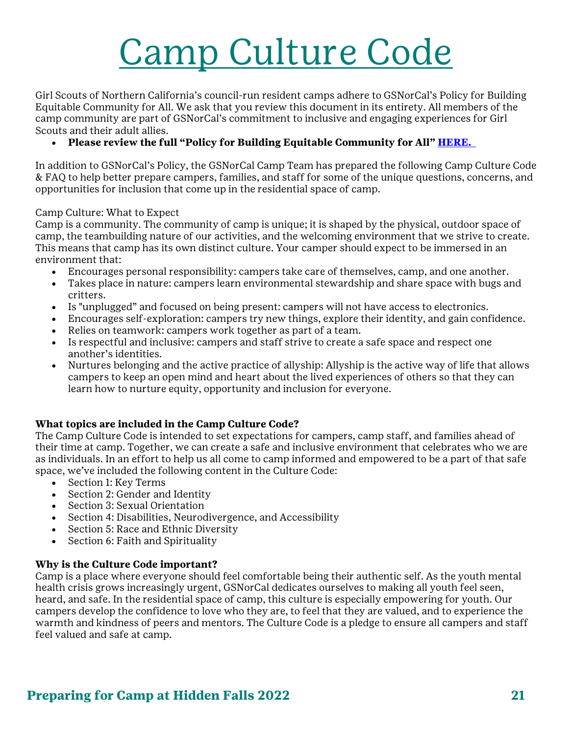# Camp Culture Code

Girl Scouts of Northern California's council-run resident camps adhere to GSNorCal's Policy for Building Equitable Community for All. We ask that you review this document in its entirety. All members of the camp community are part of GSNorCal's commitment to inclusive and engaging experiences for Girl Scouts and their adult allies.

- **Please review the full "Policy for Building Equitable Community for All" [HERE.]()**

In addition to GSNorCal's Policy, the GSNorCal Camp Team has prepared the following Camp Culture Code & FAQ to help better prepare campers, families, and staff for some of the unique questions, concerns, and opportunities for inclusion that come up in the residential space of camp.

Camp Culture: What to Expect

Camp is a community. The community of camp is unique; it is shaped by the physical, outdoor space of camp, the teambuilding nature of our activities, and the welcoming environment that we strive to create. This means that camp has its own distinct culture. Your camper should expect to be immersed in an environment that:

- Encourages personal responsibility: campers take care of themselves, camp, and one another.
- Takes place in nature: campers learn environmental stewardship and share space with bugs and critters.
- Is "unplugged" and focused on being present: campers will not have access to electronics.
- Encourages self-exploration: campers try new things, explore their identity, and gain confidence.
- Relies on teamwork: campers work together as part of a team.
- Is respectful and inclusive: campers and staff strive to create a safe space and respect one another's identities.
- Nurtures belonging and the active practice of allyship: Allyship is the active way of life that allows campers to keep an open mind and heart about the lived experiences of others so that they can learn how to nurture equity, opportunity and inclusion for everyone.

**What topics are included in the Camp Culture Code?**

The Camp Culture Code is intended to set expectations for campers, camp staff, and families ahead of their time at camp. Together, we can create a safe and inclusive environment that celebrates who we are as individuals. In an effort to help us all come to camp informed and empowered to be a part of that safe space, we've included the following content in the Culture Code:

- Section 1: Key Terms
- Section 2: Gender and Identity
- Section 3: Sexual Orientation
- Section 4: Disabilities, Neurodivergence, and Accessibility
- Section 5: Race and Ethnic Diversity
- Section 6: Faith and Spirituality

**Why is the Culture Code important?**

Camp is a place where everyone should feel comfortable being their authentic self. As the youth mental health crisis grows increasingly urgent, GSNorCal dedicates ourselves to making all youth feel seen, heard, and safe. In the residential space of camp, this culture is especially empowering for youth. Our campers develop the confidence to love who they are, to feel that they are valued, and to experience the warmth and kindness of peers and mentors. The Culture Code is a pledge to ensure all campers and staff feel valued and safe at camp.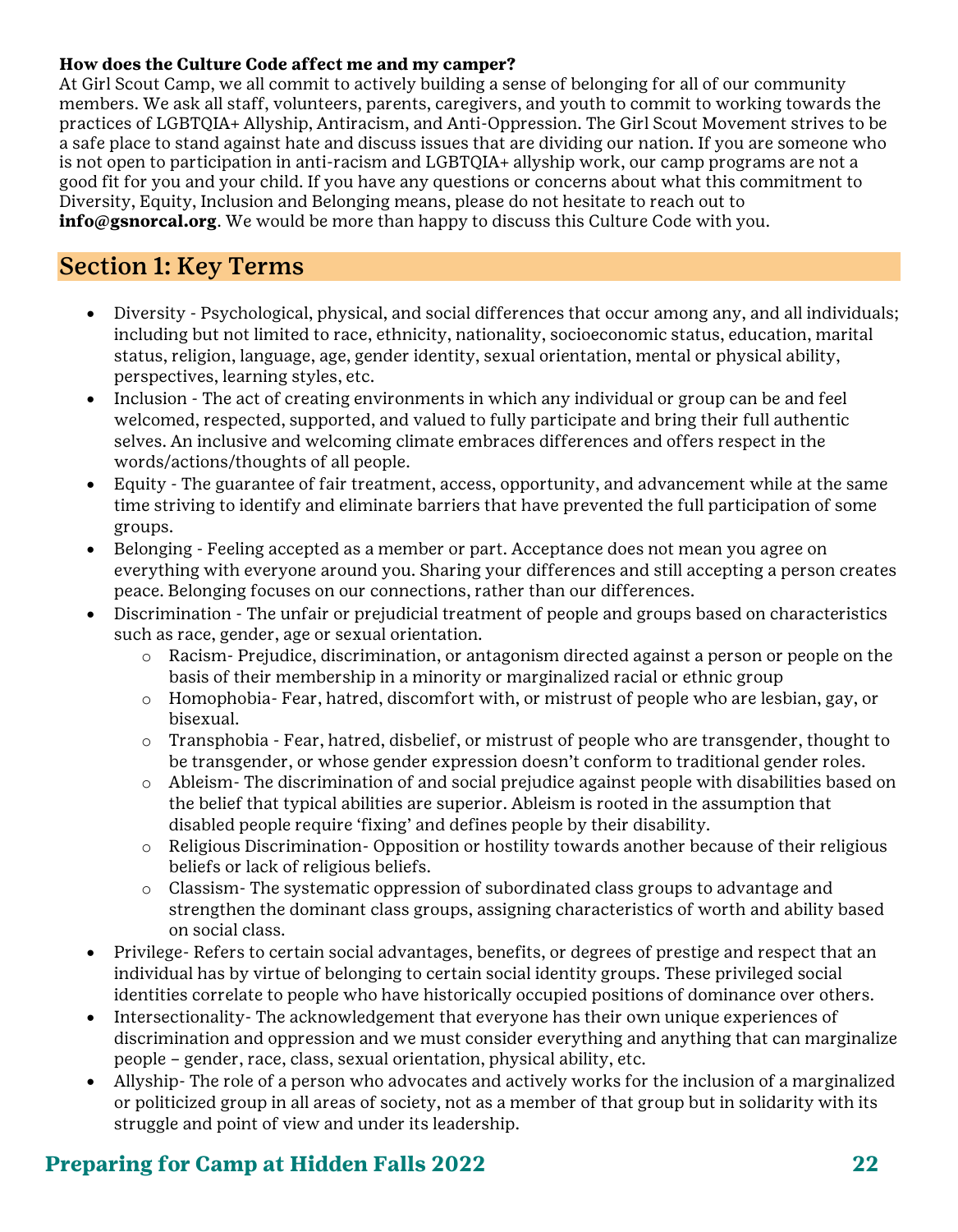**How does the Culture Code affect me and my camper?**

At Girl Scout Camp, we all commit to actively building a sense of belonging for all of our community members. We ask all staff, volunteers, parents, caregivers, and youth to commit to working towards the practices of LGBTQIA+ Allyship, Antiracism, and Anti-Oppression. The Girl Scout Movement strives to be a safe place to stand against hate and discuss issues that are dividing our nation. If you are someone who is not open to participation in anti-racism and LGBTQIA+ allyship work, our camp programs are not a good fit for you and your child. If you have any questions or concerns about what this commitment to Diversity, Equity, Inclusion and Belonging means, please do not hesitate to reach out to **info@gsnorcal.org**. We would be more than happy to discuss this Culture Code with you.

## Section 1: Key Terms

- Diversity - Psychological, physical, and social differences that occur among any, and all individuals; including but not limited to race, ethnicity, nationality, socioeconomic status, education, marital status, religion, language, age, gender identity, sexual orientation, mental or physical ability, perspectives, learning styles, etc.
- Inclusion - The act of creating environments in which any individual or group can be and feel welcomed, respected, supported, and valued to fully participate and bring their full authentic selves. An inclusive and welcoming climate embraces differences and offers respect in the words/actions/thoughts of all people.
- Equity - The guarantee of fair treatment, access, opportunity, and advancement while at the same time striving to identify and eliminate barriers that have prevented the full participation of some groups.
- Belonging - Feeling accepted as a member or part. Acceptance does not mean you agree on everything with everyone around you. Sharing your differences and still accepting a person creates peace. Belonging focuses on our connections, rather than our differences.
- Discrimination - The unfair or prejudicial treatment of people and groups based on characteristics such as race, gender, age or sexual orientation.
    - Racism- Prejudice, discrimination, or antagonism directed against a person or people on the basis of their membership in a minority or marginalized racial or ethnic group
    - Homophobia- Fear, hatred, discomfort with, or mistrust of people who are lesbian, gay, or bisexual.
    - Transphobia - Fear, hatred, disbelief, or mistrust of people who are transgender, thought to be transgender, or whose gender expression doesn't conform to traditional gender roles.
    - Ableism- The discrimination of and social prejudice against people with disabilities based on the belief that typical abilities are superior. Ableism is rooted in the assumption that disabled people require 'fixing' and defines people by their disability.
    - Religious Discrimination- Opposition or hostility towards another because of their religious beliefs or lack of religious beliefs.
    - Classism- The systematic oppression of subordinated class groups to advantage and strengthen the dominant class groups, assigning characteristics of worth and ability based on social class.
- Privilege- Refers to certain social advantages, benefits, or degrees of prestige and respect that an individual has by virtue of belonging to certain social identity groups. These privileged social identities correlate to people who have historically occupied positions of dominance over others.
- Intersectionality- The acknowledgement that everyone has their own unique experiences of discrimination and oppression and we must consider everything and anything that can marginalize people – gender, race, class, sexual orientation, physical ability, etc.
- Allyship- The role of a person who advocates and actively works for the inclusion of a marginalized or politicized group in all areas of society, not as a member of that group but in solidarity with its struggle and point of view and under its leadership.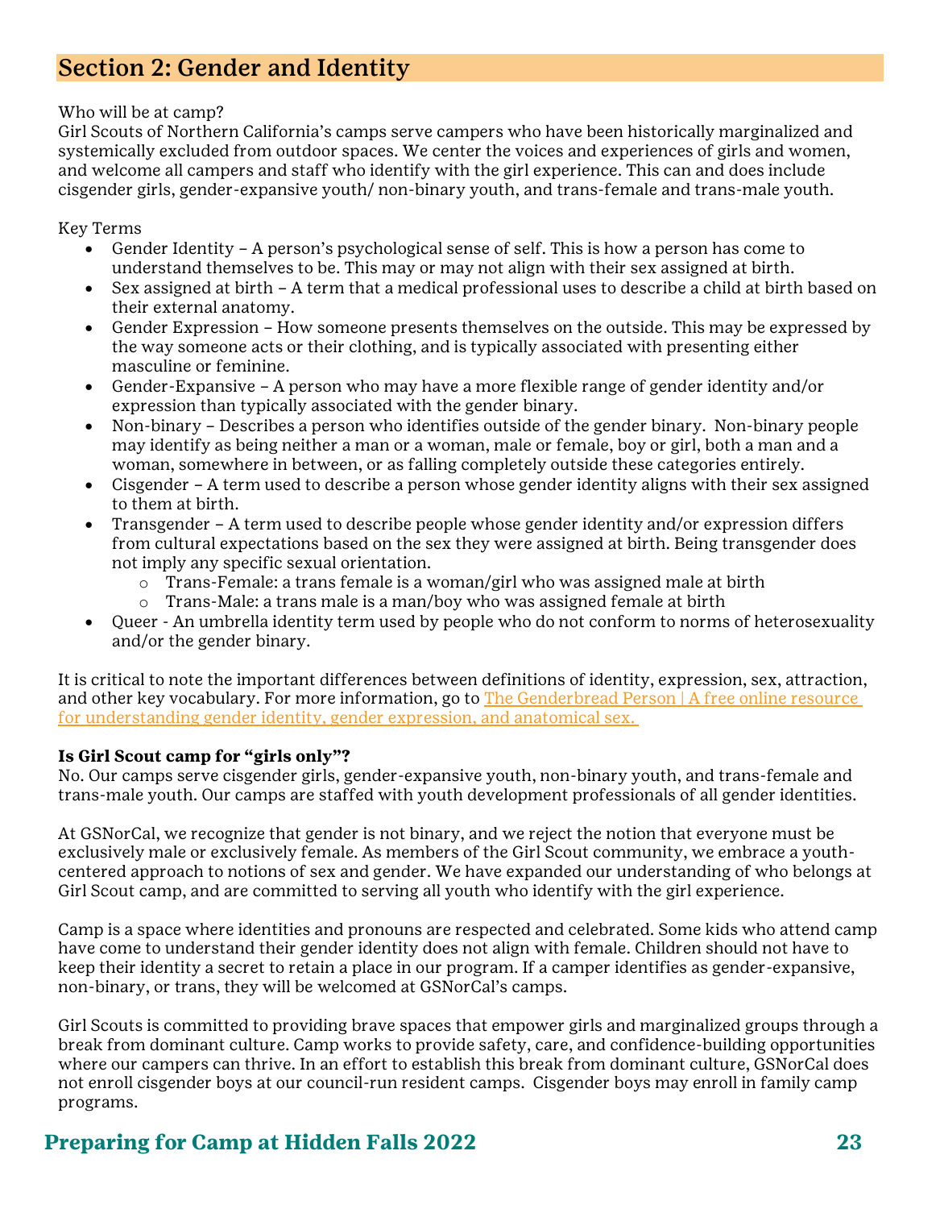## Section 2: Gender and Identity

Who will be at camp?
Girl Scouts of Northern California's camps serve campers who have been historically marginalized and systemically excluded from outdoor spaces. We center the voices and experiences of girls and women, and welcome all campers and staff who identify with the girl experience. This can and does include cisgender girls, gender-expansive youth/ non-binary youth, and trans-female and trans-male youth.

Key Terms

- Gender Identity – A person's psychological sense of self. This is how a person has come to understand themselves to be. This may or may not align with their sex assigned at birth.
- Sex assigned at birth – A term that a medical professional uses to describe a child at birth based on their external anatomy.
- Gender Expression – How someone presents themselves on the outside. This may be expressed by the way someone acts or their clothing, and is typically associated with presenting either masculine or feminine.
- Gender-Expansive – A person who may have a more flexible range of gender identity and/or expression than typically associated with the gender binary.
- Non-binary – Describes a person who identifies outside of the gender binary. Non-binary people may identify as being neither a man or a woman, male or female, boy or girl, both a man and a woman, somewhere in between, or as falling completely outside these categories entirely.
- Cisgender – A term used to describe a person whose gender identity aligns with their sex assigned to them at birth.
- Transgender – A term used to describe people whose gender identity and/or expression differs from cultural expectations based on the sex they were assigned at birth. Being transgender does not imply any specific sexual orientation.
  - Trans-Female: a trans female is a woman/girl who was assigned male at birth
  - Trans-Male: a trans male is a man/boy who was assigned female at birth
- Queer - An umbrella identity term used by people who do not conform to norms of heterosexuality and/or the gender binary.

It is critical to note the important differences between definitions of identity, expression, sex, attraction, and other key vocabulary. For more information, go to [The Genderbread Person | A free online resource for understanding gender identity, gender expression, and anatomical sex.]

**Is Girl Scout camp for "girls only"?**
No. Our camps serve cisgender girls, gender-expansive youth, non-binary youth, and trans-female and trans-male youth. Our camps are staffed with youth development professionals of all gender identities.

At GSNorCal, we recognize that gender is not binary, and we reject the notion that everyone must be exclusively male or exclusively female. As members of the Girl Scout community, we embrace a youth-centered approach to notions of sex and gender. We have expanded our understanding of who belongs at Girl Scout camp, and are committed to serving all youth who identify with the girl experience.

Camp is a space where identities and pronouns are respected and celebrated. Some kids who attend camp have come to understand their gender identity does not align with female. Children should not have to keep their identity a secret to retain a place in our program. If a camper identifies as gender-expansive, non-binary, or trans, they will be welcomed at GSNorCal's camps.

Girl Scouts is committed to providing brave spaces that empower girls and marginalized groups through a break from dominant culture. Camp works to provide safety, care, and confidence-building opportunities where our campers can thrive. In an effort to establish this break from dominant culture, GSNorCal does not enroll cisgender boys at our council-run resident camps. Cisgender boys may enroll in family camp programs.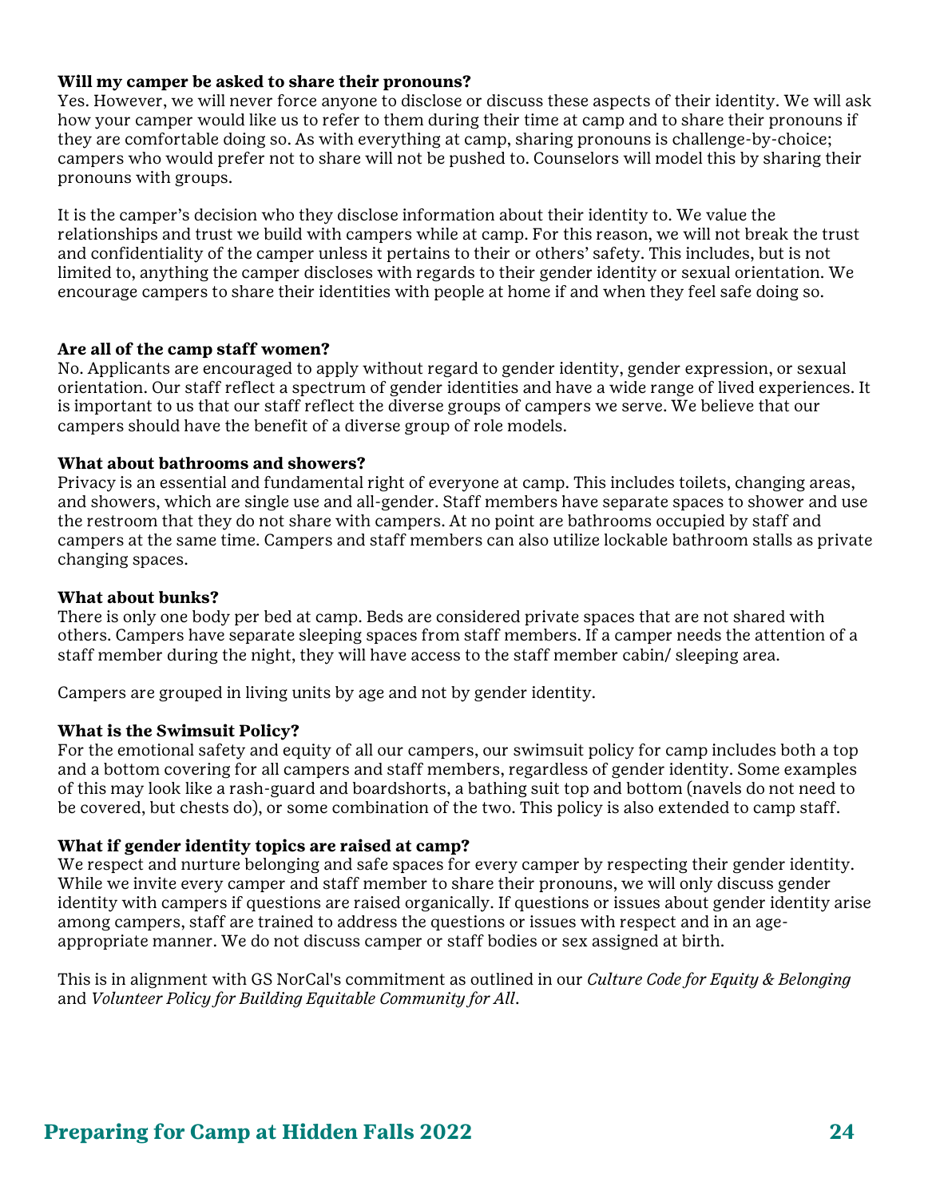**Will my camper be asked to share their pronouns?**
Yes. However, we will never force anyone to disclose or discuss these aspects of their identity. We will ask how your camper would like us to refer to them during their time at camp and to share their pronouns if they are comfortable doing so. As with everything at camp, sharing pronouns is challenge-by-choice; campers who would prefer not to share will not be pushed to. Counselors will model this by sharing their pronouns with groups.

It is the camper's decision who they disclose information about their identity to. We value the relationships and trust we build with campers while at camp. For this reason, we will not break the trust and confidentiality of the camper unless it pertains to their or others' safety. This includes, but is not limited to, anything the camper discloses with regards to their gender identity or sexual orientation. We encourage campers to share their identities with people at home if and when they feel safe doing so.

**Are all of the camp staff women?**
No. Applicants are encouraged to apply without regard to gender identity, gender expression, or sexual orientation. Our staff reflect a spectrum of gender identities and have a wide range of lived experiences. It is important to us that our staff reflect the diverse groups of campers we serve. We believe that our campers should have the benefit of a diverse group of role models.

**What about bathrooms and showers?**
Privacy is an essential and fundamental right of everyone at camp. This includes toilets, changing areas, and showers, which are single use and all-gender. Staff members have separate spaces to shower and use the restroom that they do not share with campers. At no point are bathrooms occupied by staff and campers at the same time. Campers and staff members can also utilize lockable bathroom stalls as private changing spaces.

**What about bunks?**
There is only one body per bed at camp. Beds are considered private spaces that are not shared with others. Campers have separate sleeping spaces from staff members. If a camper needs the attention of a staff member during the night, they will have access to the staff member cabin/ sleeping area.

Campers are grouped in living units by age and not by gender identity.

**What is the Swimsuit Policy?**
For the emotional safety and equity of all our campers, our swimsuit policy for camp includes both a top and a bottom covering for all campers and staff members, regardless of gender identity. Some examples of this may look like a rash-guard and boardshorts, a bathing suit top and bottom (navels do not need to be covered, but chests do), or some combination of the two. This policy is also extended to camp staff.

**What if gender identity topics are raised at camp?**
We respect and nurture belonging and safe spaces for every camper by respecting their gender identity. While we invite every camper and staff member to share their pronouns, we will only discuss gender identity with campers if questions are raised organically. If questions or issues about gender identity arise among campers, staff are trained to address the questions or issues with respect and in an age-appropriate manner. We do not discuss camper or staff bodies or sex assigned at birth.

This is in alignment with GS NorCal's commitment as outlined in our *Culture Code for Equity & Belonging* and *Volunteer Policy for Building Equitable Community for All*.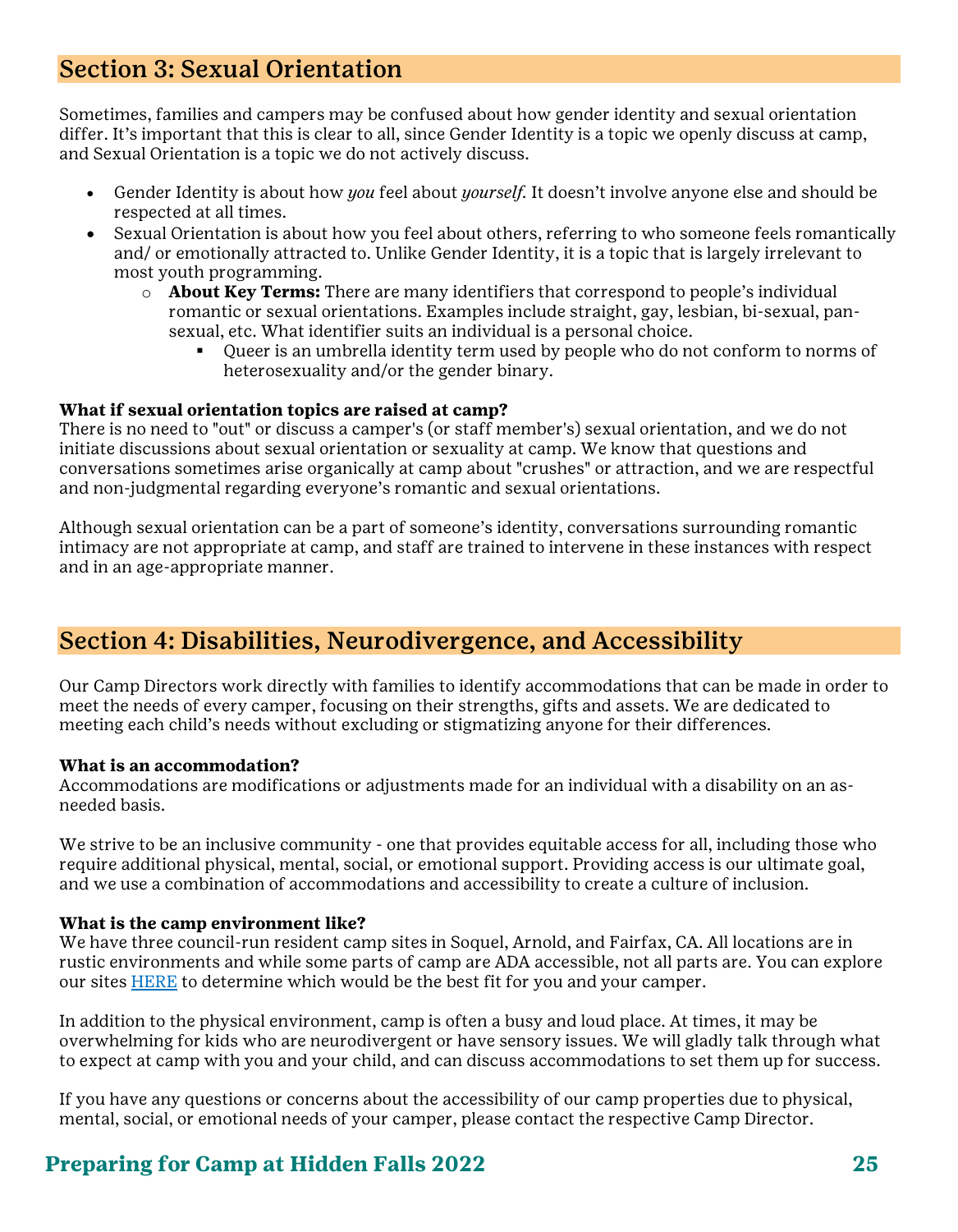## Section 3: Sexual Orientation

Sometimes, families and campers may be confused about how gender identity and sexual orientation differ. It's important that this is clear to all, since Gender Identity is a topic we openly discuss at camp, and Sexual Orientation is a topic we do not actively discuss.

- Gender Identity is about how *you* feel about *yourself.* It doesn't involve anyone else and should be respected at all times.
- Sexual Orientation is about how you feel about others, referring to who someone feels romantically and/ or emotionally attracted to. Unlike Gender Identity, it is a topic that is largely irrelevant to most youth programming.
  - **About Key Terms:** There are many identifiers that correspond to people's individual romantic or sexual orientations. Examples include straight, gay, lesbian, bi-sexual, pan-sexual, etc. What identifier suits an individual is a personal choice.
    - Queer is an umbrella identity term used by people who do not conform to norms of heterosexuality and/or the gender binary.

**What if sexual orientation topics are raised at camp?**
There is no need to "out" or discuss a camper's (or staff member's) sexual orientation, and we do not initiate discussions about sexual orientation or sexuality at camp. We know that questions and conversations sometimes arise organically at camp about "crushes" or attraction, and we are respectful and non-judgmental regarding everyone's romantic and sexual orientations.

Although sexual orientation can be a part of someone's identity, conversations surrounding romantic intimacy are not appropriate at camp, and staff are trained to intervene in these instances with respect and in an age-appropriate manner.

## Section 4: Disabilities, Neurodivergence, and Accessibility

Our Camp Directors work directly with families to identify accommodations that can be made in order to meet the needs of every camper, focusing on their strengths, gifts and assets. We are dedicated to meeting each child's needs without excluding or stigmatizing anyone for their differences.

**What is an accommodation?**
Accommodations are modifications or adjustments made for an individual with a disability on an as-needed basis.

We strive to be an inclusive community - one that provides equitable access for all, including those who require additional physical, mental, social, or emotional support. Providing access is our ultimate goal, and we use a combination of accommodations and accessibility to create a culture of inclusion.

**What is the camp environment like?**
We have three council-run resident camp sites in Soquel, Arnold, and Fairfax, CA. All locations are in rustic environments and while some parts of camp are ADA accessible, not all parts are. You can explore our sites HERE to determine which would be the best fit for you and your camper.

In addition to the physical environment, camp is often a busy and loud place. At times, it may be overwhelming for kids who are neurodivergent or have sensory issues. We will gladly talk through what to expect at camp with you and your child, and can discuss accommodations to set them up for success.

If you have any questions or concerns about the accessibility of our camp properties due to physical, mental, social, or emotional needs of your camper, please contact the respective Camp Director.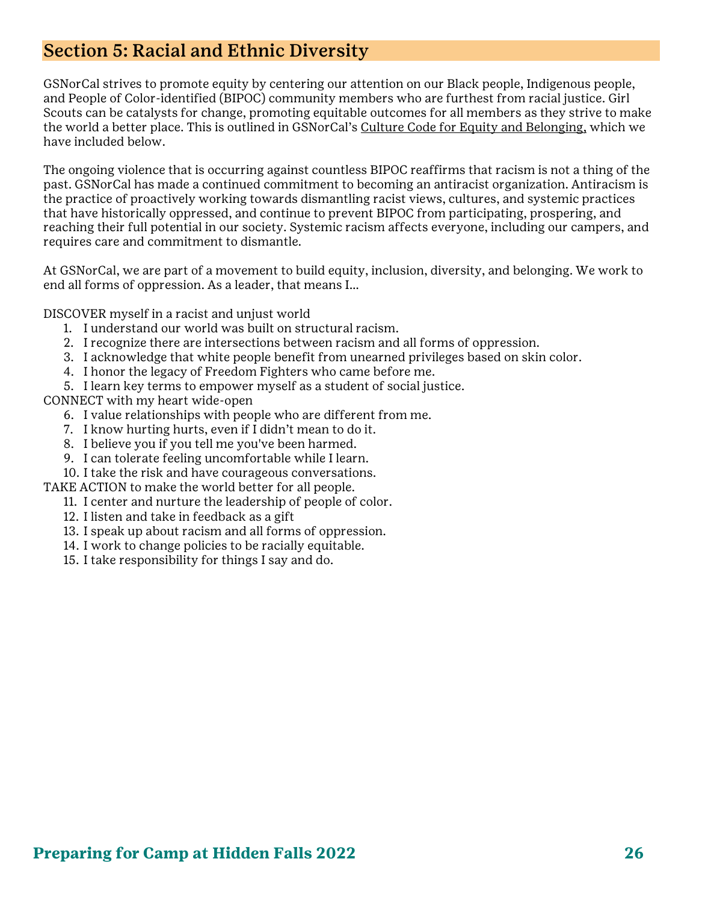## Section 5: Racial and Ethnic Diversity

GSNorCal strives to promote equity by centering our attention on our Black people, Indigenous people, and People of Color-identified (BIPOC) community members who are furthest from racial justice. Girl Scouts can be catalysts for change, promoting equitable outcomes for all members as they strive to make the world a better place. This is outlined in GSNorCal's Culture Code for Equity and Belonging, which we have included below.

The ongoing violence that is occurring against countless BIPOC reaffirms that racism is not a thing of the past. GSNorCal has made a continued commitment to becoming an antiracist organization. Antiracism is the practice of proactively working towards dismantling racist views, cultures, and systemic practices that have historically oppressed, and continue to prevent BIPOC from participating, prospering, and reaching their full potential in our society. Systemic racism affects everyone, including our campers, and requires care and commitment to dismantle.

At GSNorCal, we are part of a movement to build equity, inclusion, diversity, and belonging. We work to end all forms of oppression. As a leader, that means I...

DISCOVER myself in a racist and unjust world

1. I understand our world was built on structural racism.
2. I recognize there are intersections between racism and all forms of oppression.
3. I acknowledge that white people benefit from unearned privileges based on skin color.
4. I honor the legacy of Freedom Fighters who came before me.
5. I learn key terms to empower myself as a student of social justice.

CONNECT with my heart wide-open

6. I value relationships with people who are different from me.
7. I know hurting hurts, even if I didn't mean to do it.
8. I believe you if you tell me you've been harmed.
9. I can tolerate feeling uncomfortable while I learn.
10. I take the risk and have courageous conversations.

TAKE ACTION to make the world better for all people.

11. I center and nurture the leadership of people of color.
12. I listen and take in feedback as a gift
13. I speak up about racism and all forms of oppression.
14. I work to change policies to be racially equitable.
15. I take responsibility for things I say and do.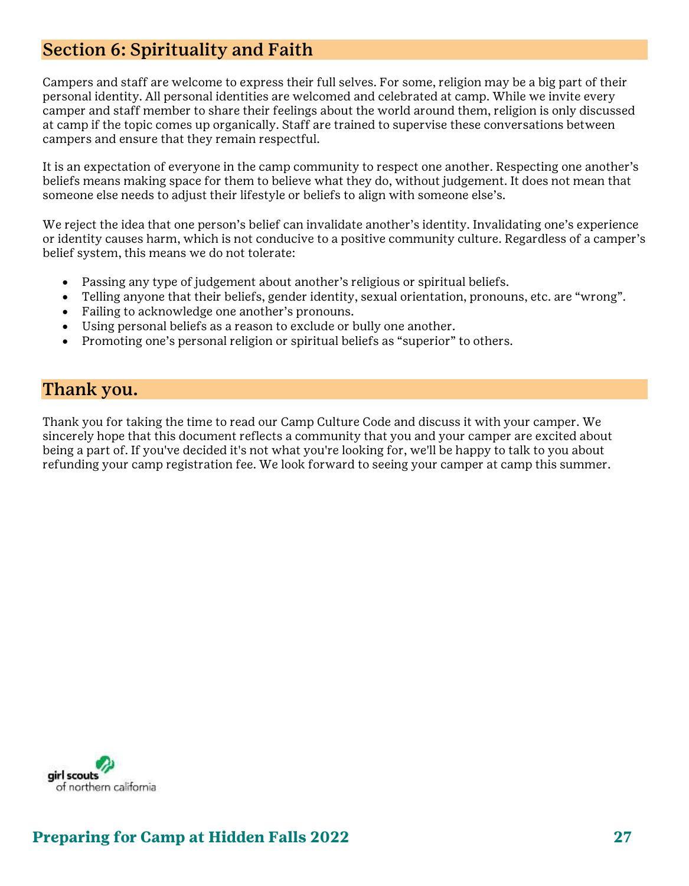## Section 6: Spirituality and Faith

Campers and staff are welcome to express their full selves. For some, religion may be a big part of their personal identity. All personal identities are welcomed and celebrated at camp. While we invite every camper and staff member to share their feelings about the world around them, religion is only discussed at camp if the topic comes up organically. Staff are trained to supervise these conversations between campers and ensure that they remain respectful.

It is an expectation of everyone in the camp community to respect one another. Respecting one another's beliefs means making space for them to believe what they do, without judgement. It does not mean that someone else needs to adjust their lifestyle or beliefs to align with someone else's.

We reject the idea that one person's belief can invalidate another's identity. Invalidating one's experience or identity causes harm, which is not conducive to a positive community culture. Regardless of a camper's belief system, this means we do not tolerate:

- Passing any type of judgement about another's religious or spiritual beliefs.
- Telling anyone that their beliefs, gender identity, sexual orientation, pronouns, etc. are "wrong".
- Failing to acknowledge one another's pronouns.
- Using personal beliefs as a reason to exclude or bully one another.
- Promoting one's personal religion or spiritual beliefs as "superior" to others.

## Thank you.

Thank you for taking the time to read our Camp Culture Code and discuss it with your camper. We sincerely hope that this document reflects a community that you and your camper are excited about being a part of. If you've decided it's not what you're looking for, we'll be happy to talk to you about refunding your camp registration fee. We look forward to seeing your camper at camp this summer.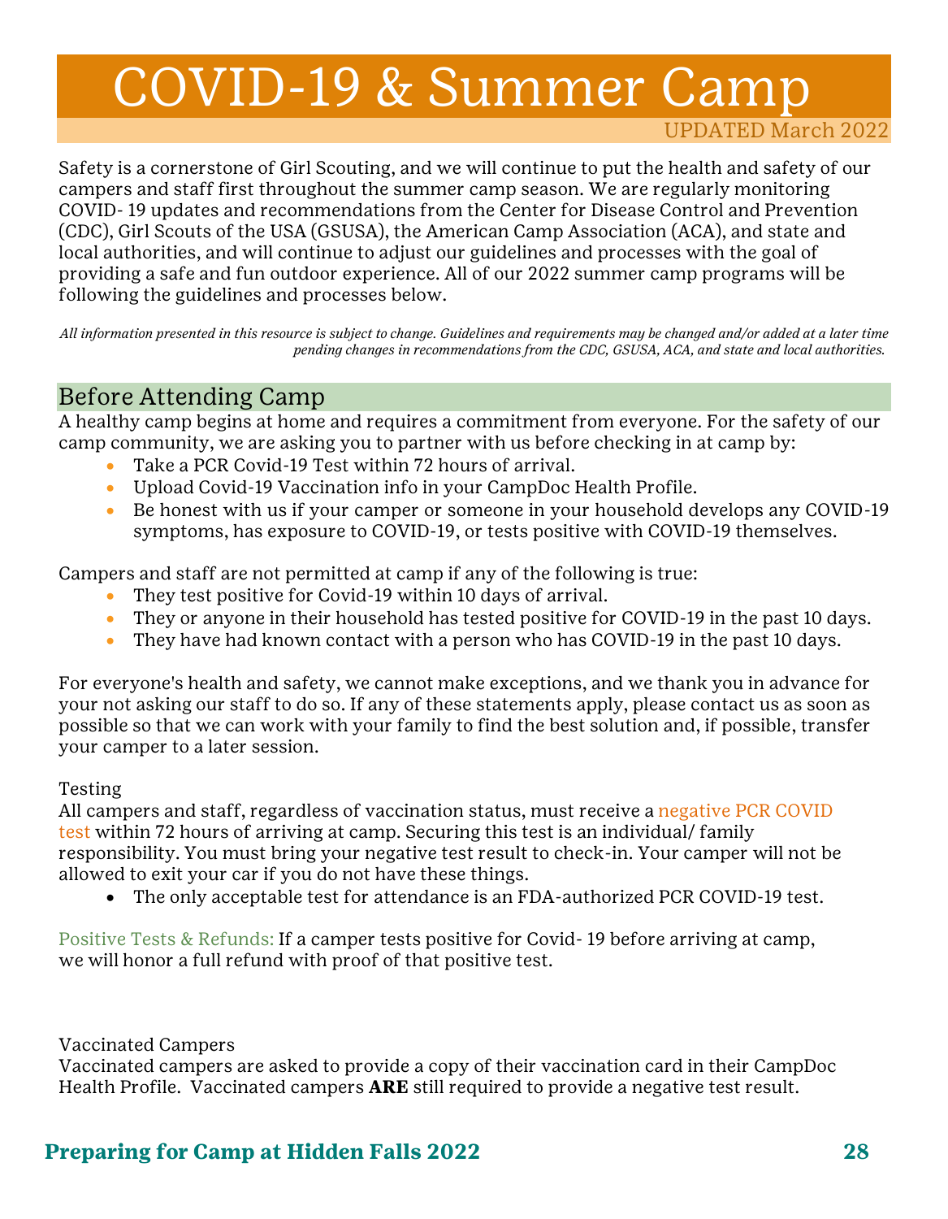# COVID-19 & Summer Camp

UPDATED March 2022

Safety is a cornerstone of Girl Scouting, and we will continue to put the health and safety of our campers and staff first throughout the summer camp season. We are regularly monitoring COVID- 19 updates and recommendations from the Center for Disease Control and Prevention (CDC), Girl Scouts of the USA (GSUSA), the American Camp Association (ACA), and state and local authorities, and will continue to adjust our guidelines and processes with the goal of providing a safe and fun outdoor experience. All of our 2022 summer camp programs will be following the guidelines and processes below.

*All information presented in this resource is subject to change. Guidelines and requirements may be changed and/or added at a later time pending changes in recommendations from the CDC, GSUSA, ACA, and state and local authorities.*

## Before Attending Camp

A healthy camp begins at home and requires a commitment from everyone. For the safety of our camp community, we are asking you to partner with us before checking in at camp by:

- Take a PCR Covid-19 Test within 72 hours of arrival.
- Upload Covid-19 Vaccination info in your CampDoc Health Profile.
- Be honest with us if your camper or someone in your household develops any COVID-19 symptoms, has exposure to COVID-19, or tests positive with COVID-19 themselves.

Campers and staff are not permitted at camp if any of the following is true:

- They test positive for Covid-19 within 10 days of arrival.
- They or anyone in their household has tested positive for COVID-19 in the past 10 days.
- They have had known contact with a person who has COVID-19 in the past 10 days.

For everyone's health and safety, we cannot make exceptions, and we thank you in advance for your not asking our staff to do so. If any of these statements apply, please contact us as soon as possible so that we can work with your family to find the best solution and, if possible, transfer your camper to a later session.

### Testing

All campers and staff, regardless of vaccination status, must receive a negative PCR COVID test within 72 hours of arriving at camp. Securing this test is an individual/ family responsibility. You must bring your negative test result to check-in. Your camper will not be allowed to exit your car if you do not have these things.

- The only acceptable test for attendance is an FDA-authorized PCR COVID-19 test.

Positive Tests & Refunds: If a camper tests positive for Covid- 19 before arriving at camp, we will honor a full refund with proof of that positive test.

### Vaccinated Campers

Vaccinated campers are asked to provide a copy of their vaccination card in their CampDoc Health Profile. Vaccinated campers **ARE** still required to provide a negative test result.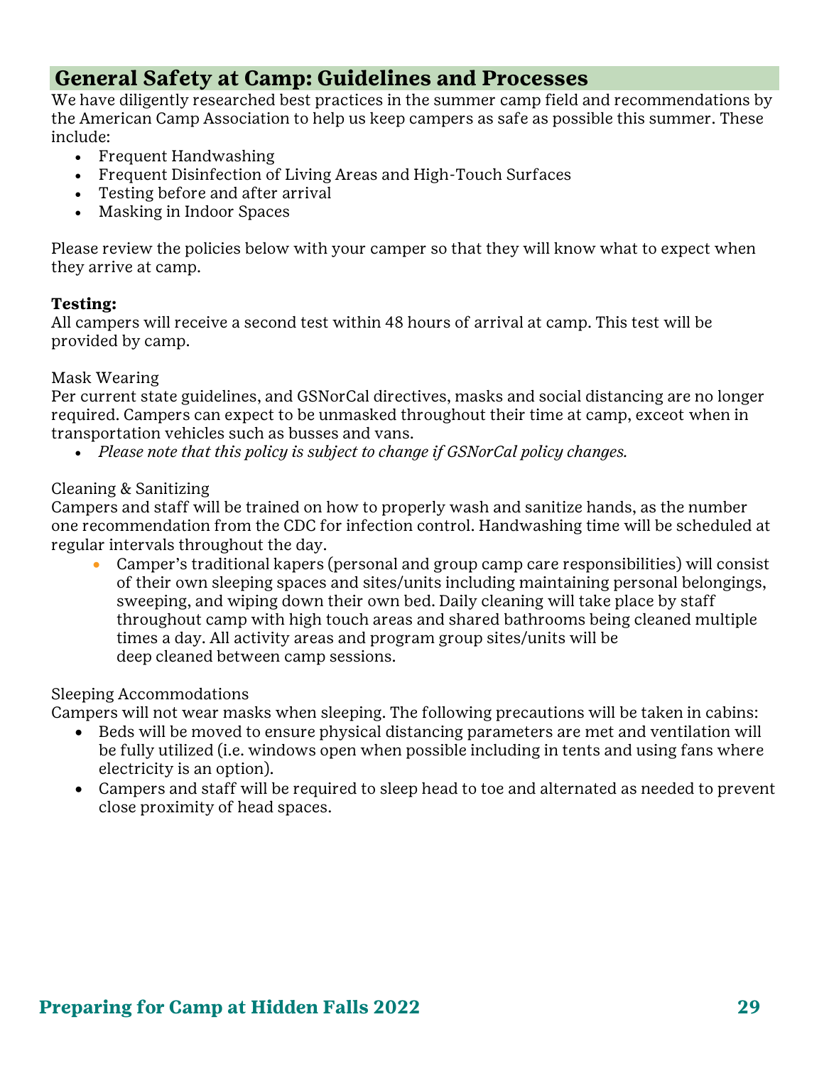## General Safety at Camp: Guidelines and Processes

We have diligently researched best practices in the summer camp field and recommendations by the American Camp Association to help us keep campers as safe as possible this summer. These include:

- Frequent Handwashing
- Frequent Disinfection of Living Areas and High-Touch Surfaces
- Testing before and after arrival
- Masking in Indoor Spaces

Please review the policies below with your camper so that they will know what to expect when they arrive at camp.

**Testing:**
All campers will receive a second test within 48 hours of arrival at camp. This test will be provided by camp.

Mask Wearing
Per current state guidelines, and GSNorCal directives, masks and social distancing are no longer required. Campers can expect to be unmasked throughout their time at camp, exceot when in transportation vehicles such as busses and vans.

- *Please note that this policy is subject to change if GSNorCal policy changes.*

Cleaning & Sanitizing
Campers and staff will be trained on how to properly wash and sanitize hands, as the number one recommendation from the CDC for infection control. Handwashing time will be scheduled at regular intervals throughout the day.

- Camper's traditional kapers (personal and group camp care responsibilities) will consist of their own sleeping spaces and sites/units including maintaining personal belongings, sweeping, and wiping down their own bed. Daily cleaning will take place by staff throughout camp with high touch areas and shared bathrooms being cleaned multiple times a day. All activity areas and program group sites/units will be deep cleaned between camp sessions.

Sleeping Accommodations
Campers will not wear masks when sleeping. The following precautions will be taken in cabins:

- Beds will be moved to ensure physical distancing parameters are met and ventilation will be fully utilized (i.e. windows open when possible including in tents and using fans where electricity is an option).
- Campers and staff will be required to sleep head to toe and alternated as needed to prevent close proximity of head spaces.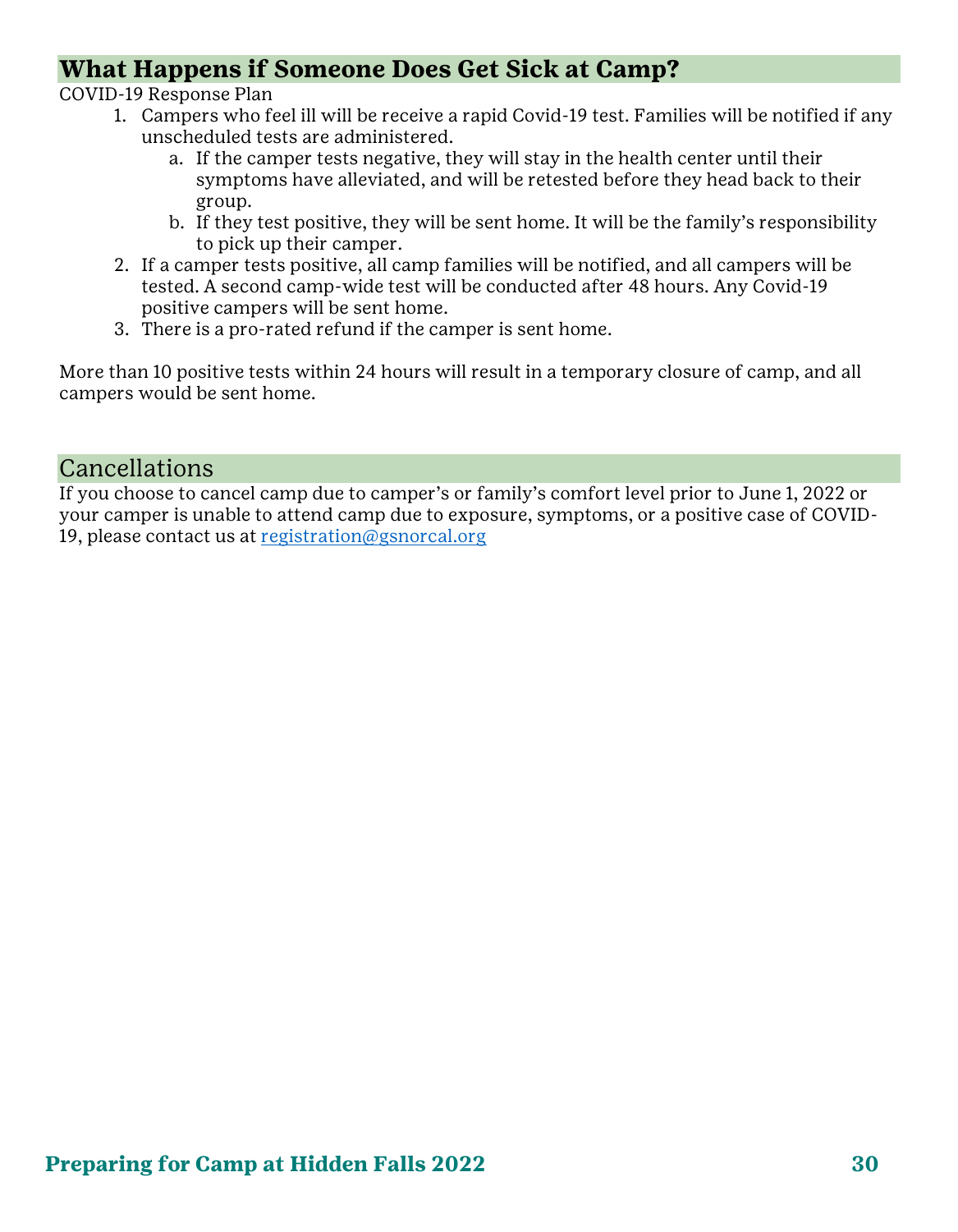## What Happens if Someone Does Get Sick at Camp?

COVID-19 Response Plan

1. Campers who feel ill will be receive a rapid Covid-19 test. Families will be notified if any unscheduled tests are administered.
   a. If the camper tests negative, they will stay in the health center until their symptoms have alleviated, and will be retested before they head back to their group.
   b. If they test positive, they will be sent home. It will be the family's responsibility to pick up their camper.
2. If a camper tests positive, all camp families will be notified, and all campers will be tested. A second camp-wide test will be conducted after 48 hours. Any Covid-19 positive campers will be sent home.
3. There is a pro-rated refund if the camper is sent home.

More than 10 positive tests within 24 hours will result in a temporary closure of camp, and all campers would be sent home.

## Cancellations

If you choose to cancel camp due to camper's or family's comfort level prior to June 1, 2022 or your camper is unable to attend camp due to exposure, symptoms, or a positive case of COVID-19, please contact us at [registration@gsnorcal.org](mailto:registration@gsnorcal.org)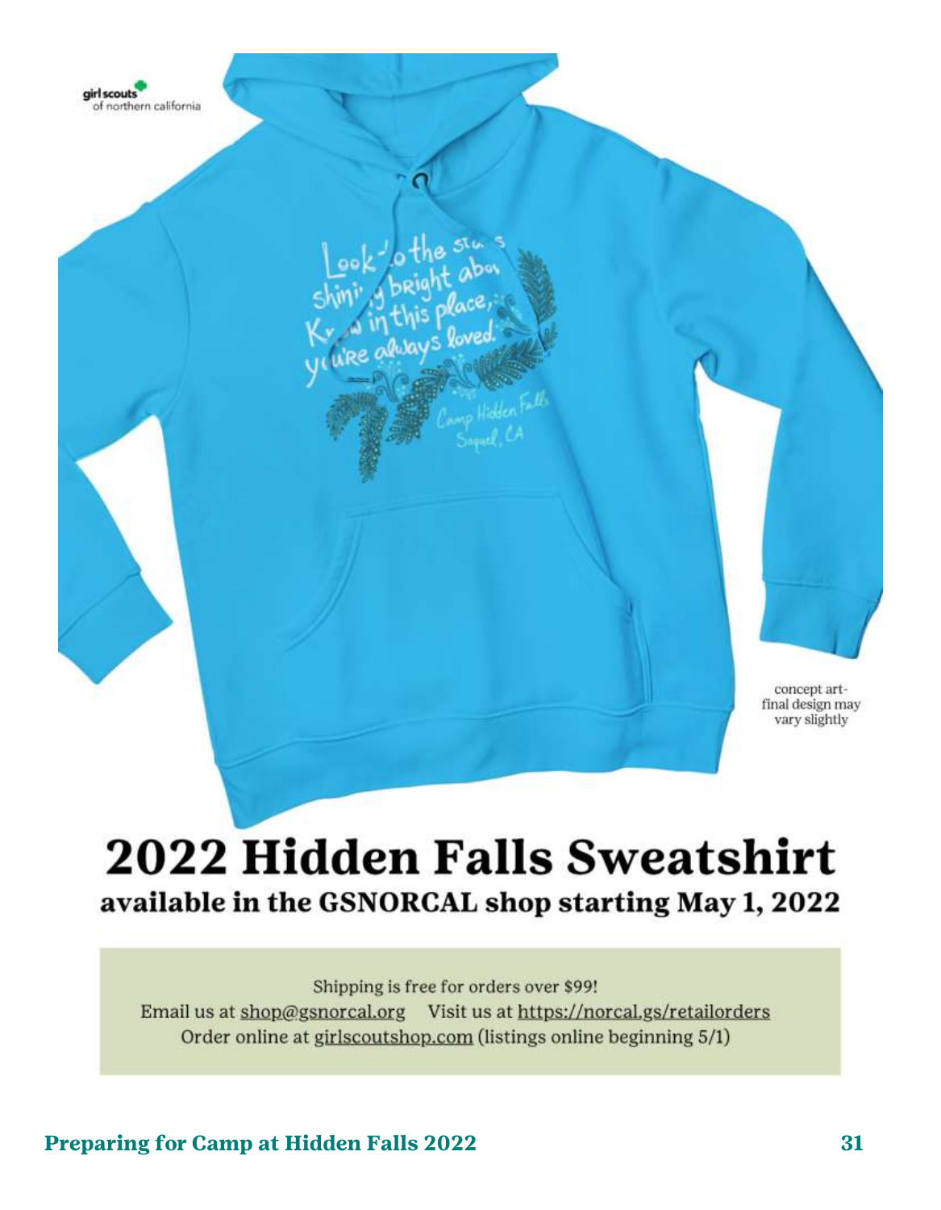concept art-
final design may
vary slightly

# 2022 Hidden Falls Sweatshirt

## available in the GSNORCAL shop starting May 1, 2022

Shipping is free for orders over $99!

Email us at shop@gsnorcal.org     Visit us at https://norcal.gs/retailorders

Order online at girlscoutshop.com (listings online beginning 5/1)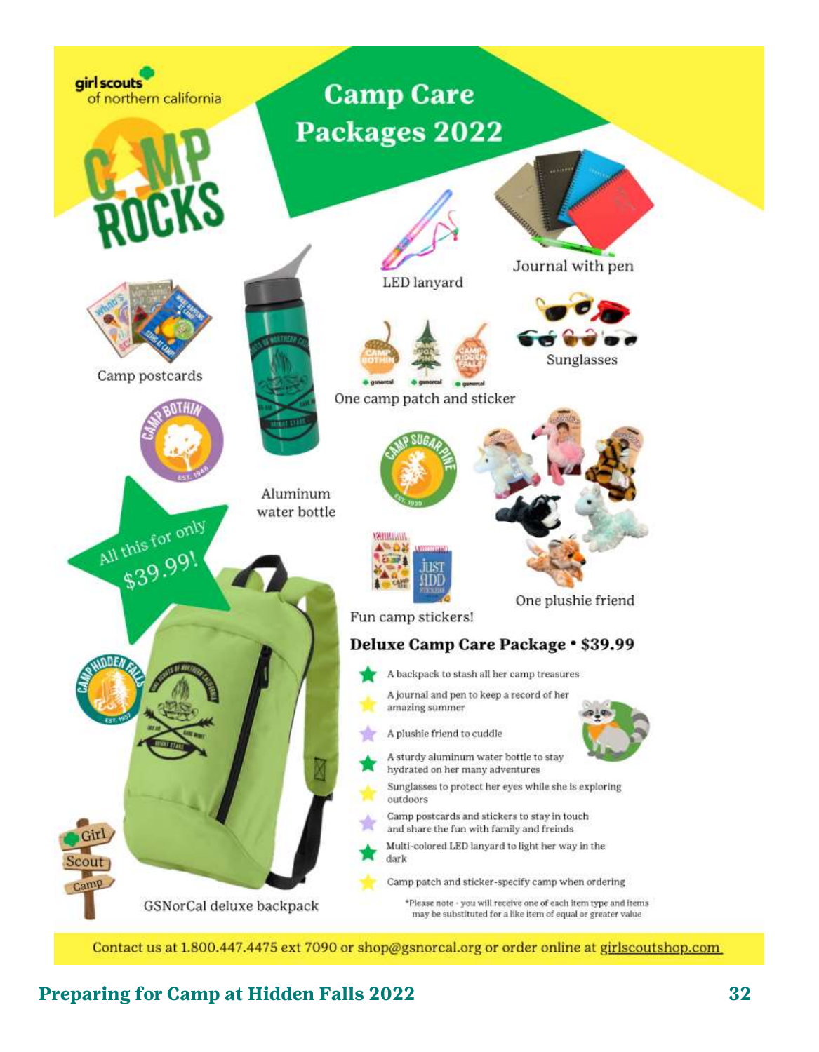girl scouts of northern california

CAMP ROCKS

# Camp Care Packages 2022

Camp postcards

Aluminum water bottle

LED lanyard

Journal with pen

Sunglasses

One camp patch and sticker

All this for only $39.99!

One plushie friend

Fun camp stickers!

GSNorCal deluxe backpack

## Deluxe Camp Care Package • $39.99

- A backpack to stash all her camp treasures
- A journal and pen to keep a record of her amazing summer
- A plushie friend to cuddle
- A sturdy aluminum water bottle to stay hydrated on her many adventures
- Sunglasses to protect her eyes while she is exploring outdoors
- Camp postcards and stickers to stay in touch and share the fun with family and freinds
- Multi-colored LED lanyard to light her way in the dark
- Camp patch and sticker-specify camp when ordering

*Please note - you will receive one of each item type and items may be substituted for a like item of equal or greater value

Contact us at 1.800.447.4475 ext 7090 or shop@gsnorcal.org or order online at girlscoutshop.com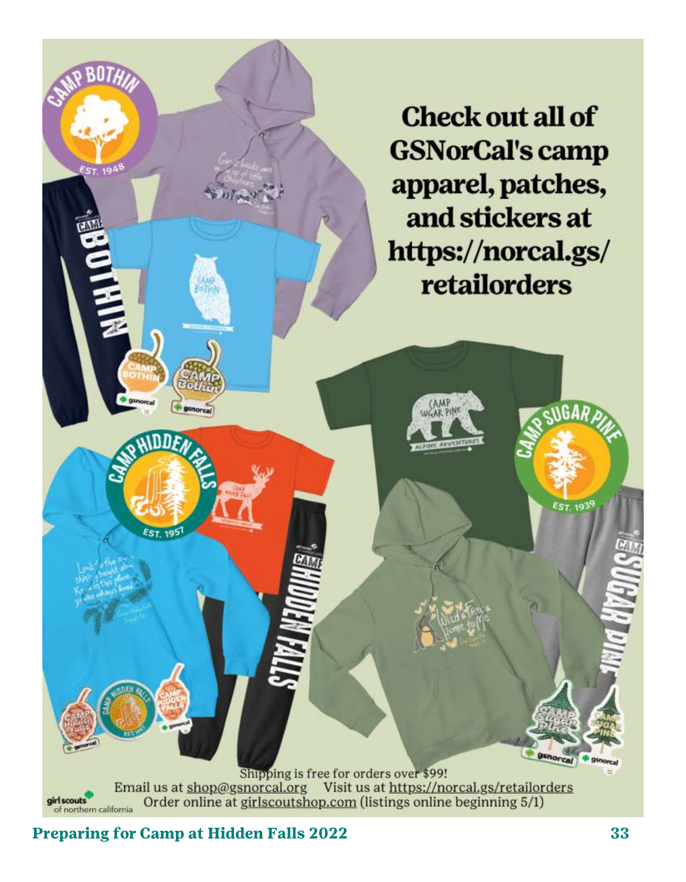# Check out all of GSNorCal's camp apparel, patches, and stickers at https://norcal.gs/retailorders

Shipping is free for orders over $99!

Email us at shop@gsnorcal.org    Visit us at https://norcal.gs/retailorders

Order online at girlscoutshop.com (listings online beginning 5/1)

girl scouts of northern california